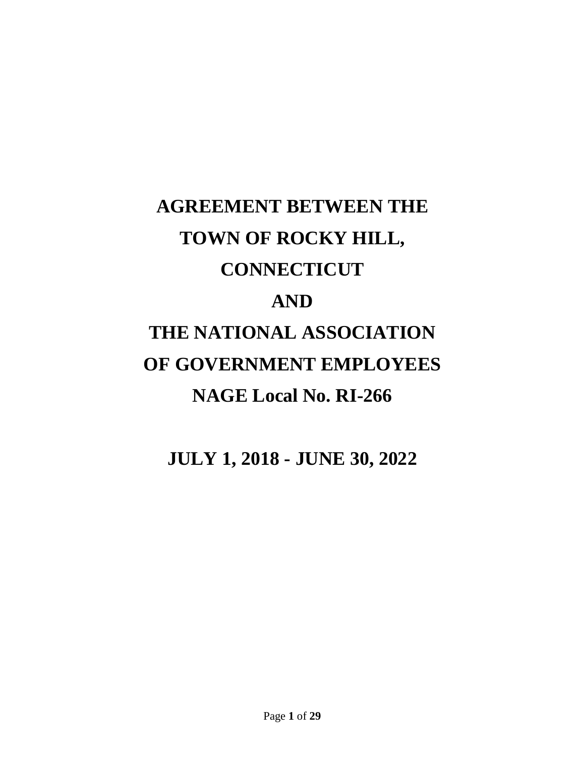# AGREEMENT BETWEEN THE TOWN OF ROCKY HILL, CONNECTICUT

# AND

# THE NATIONAL ASSOCIATION OF GOVERNMENT EMPLOYEES

# NAGE Local No. RI-266

## JULY 1, 2018 - JUNE 30, 2022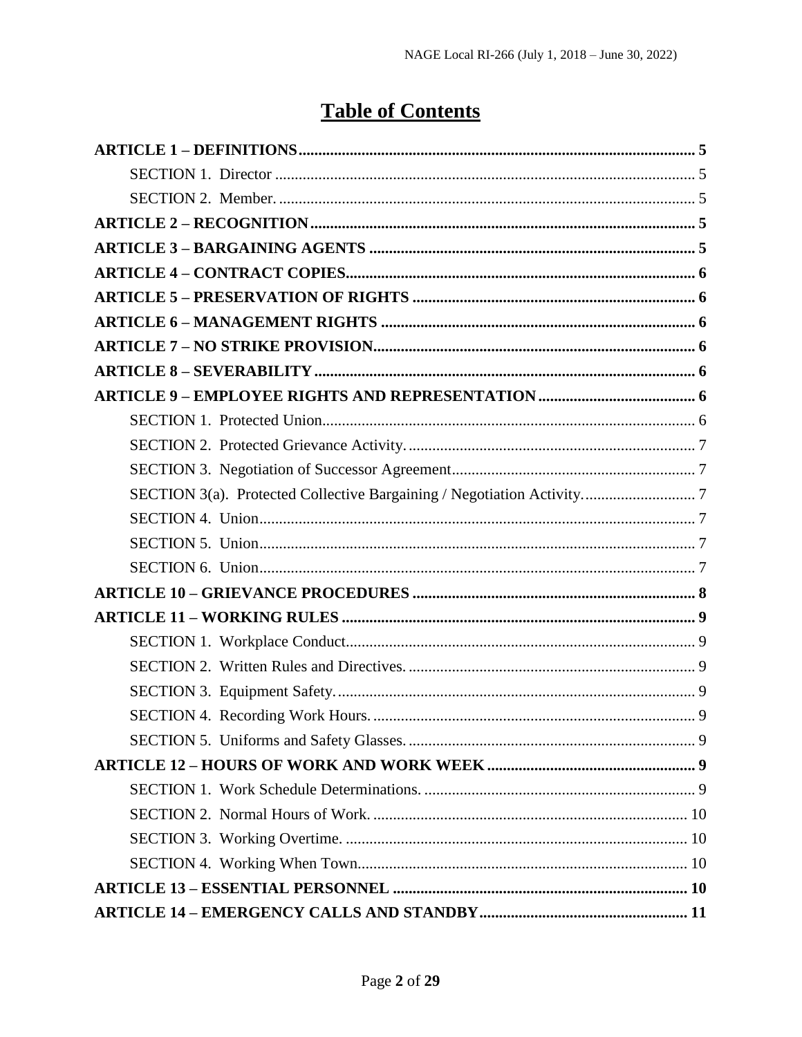# Table of Contents

**ARTICLE 1 – DEFINITIONS** ..... **5**

SECTION 1. Director ..... 5

SECTION 2. Member. ..... 5

**ARTICLE 2 – RECOGNITION** ..... **5**

**ARTICLE 3 – BARGAINING AGENTS** ..... **5**

**ARTICLE 4 – CONTRACT COPIES** ..... **6**

**ARTICLE 5 – PRESERVATION OF RIGHTS** ..... **6**

**ARTICLE 6 – MANAGEMENT RIGHTS** ..... **6**

**ARTICLE 7 – NO STRIKE PROVISION** ..... **6**

**ARTICLE 8 – SEVERABILITY** ..... **6**

**ARTICLE 9 – EMPLOYEE RIGHTS AND REPRESENTATION** ..... **6**

SECTION 1. Protected Union ..... 6

SECTION 2. Protected Grievance Activity. ..... 7

SECTION 3. Negotiation of Successor Agreement ..... 7

SECTION 3(a). Protected Collective Bargaining / Negotiation Activity. ..... 7

SECTION 4. Union ..... 7

SECTION 5. Union ..... 7

SECTION 6. Union ..... 7

**ARTICLE 10 – GRIEVANCE PROCEDURES** ..... **8**

**ARTICLE 11 – WORKING RULES** ..... **9**

SECTION 1. Workplace Conduct ..... 9

SECTION 2. Written Rules and Directives. ..... 9

SECTION 3. Equipment Safety. ..... 9

SECTION 4. Recording Work Hours. ..... 9

SECTION 5. Uniforms and Safety Glasses. ..... 9

**ARTICLE 12 – HOURS OF WORK AND WORK WEEK** ..... **9**

SECTION 1. Work Schedule Determinations. ..... 9

SECTION 2. Normal Hours of Work. ..... 10

SECTION 3. Working Overtime. ..... 10

SECTION 4. Working When Town ..... 10

**ARTICLE 13 – ESSENTIAL PERSONNEL** ..... **10**

**ARTICLE 14 – EMERGENCY CALLS AND STANDBY** ..... **11**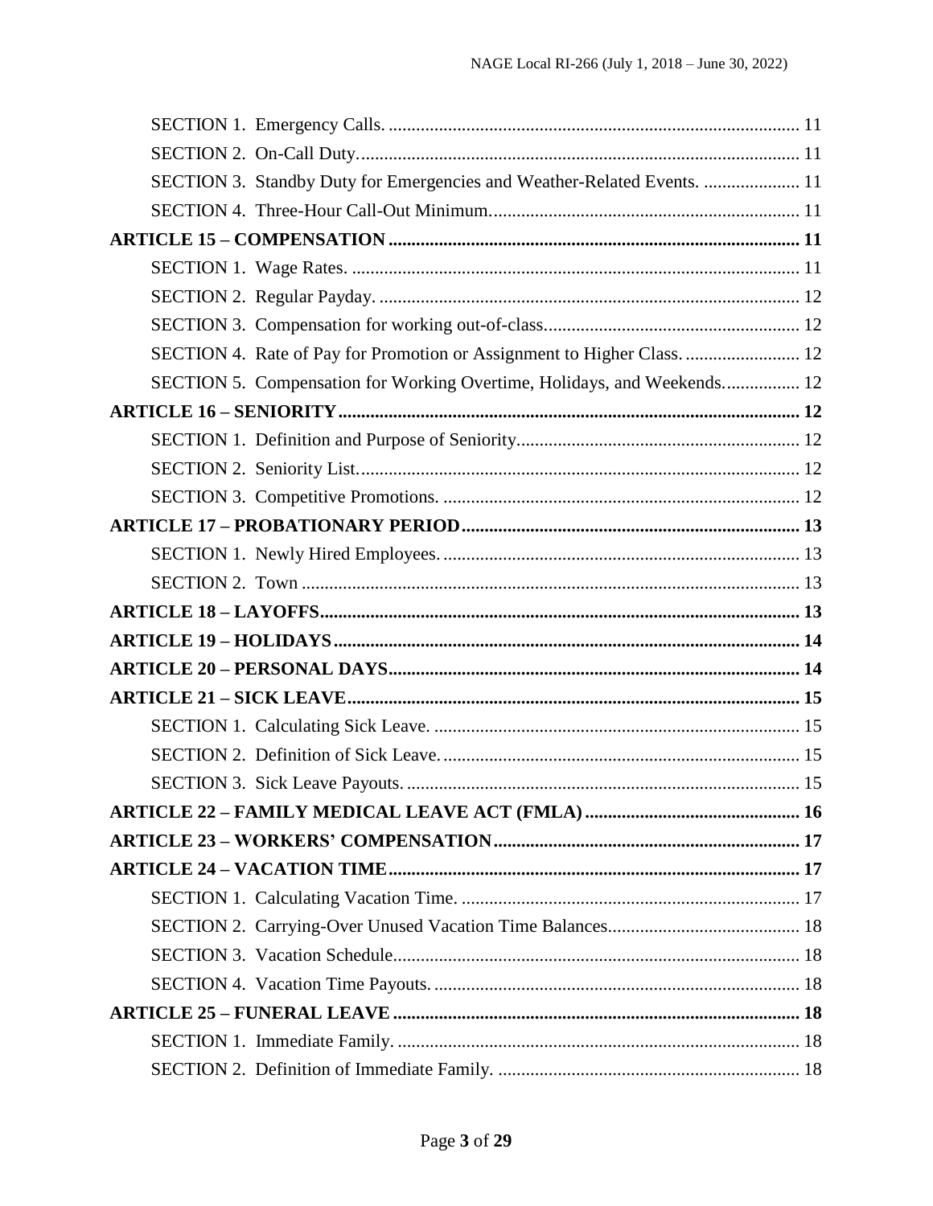SECTION 1. Emergency Calls. ........................................................................................ 11

SECTION 2. On-Call Duty................................................................................................ 11

SECTION 3. Standby Duty for Emergencies and Weather-Related Events. ..................... 11

SECTION 4. Three-Hour Call-Out Minimum.................................................................. 11

**ARTICLE 15 – COMPENSATION ........................................................................................ 11**

SECTION 1. Wage Rates. ................................................................................................ 11

SECTION 2. Regular Payday. .......................................................................................... 12

SECTION 3. Compensation for working out-of-class...................................................... 12

SECTION 4. Rate of Pay for Promotion or Assignment to Higher Class. ......................... 12

SECTION 5. Compensation for Working Overtime, Holidays, and Weekends................. 12

**ARTICLE 16 – SENIORITY.................................................................................................... 12**

SECTION 1. Definition and Purpose of Seniority............................................................ 12

SECTION 2. Seniority List................................................................................................ 12

SECTION 3. Competitive Promotions. ............................................................................. 12

**ARTICLE 17 – PROBATIONARY PERIOD......................................................................... 13**

SECTION 1. Newly Hired Employees. ............................................................................. 13

SECTION 2. Town ............................................................................................................ 13

**ARTICLE 18 – LAYOFFS........................................................................................................ 13**

**ARTICLE 19 – HOLIDAYS..................................................................................................... 14**

**ARTICLE 20 – PERSONAL DAYS......................................................................................... 14**

**ARTICLE 21 – SICK LEAVE.................................................................................................. 15**

SECTION 1. Calculating Sick Leave. ............................................................................... 15

SECTION 2. Definition of Sick Leave.............................................................................. 15

SECTION 3. Sick Leave Payouts. ..................................................................................... 15

**ARTICLE 22 – FAMILY MEDICAL LEAVE ACT (FMLA) ............................................... 16**

**ARTICLE 23 – WORKERS' COMPENSATION................................................................... 17**

**ARTICLE 24 – VACATION TIME......................................................................................... 17**

SECTION 1. Calculating Vacation Time. ......................................................................... 17

SECTION 2. Carrying-Over Unused Vacation Time Balances......................................... 18

SECTION 3. Vacation Schedule........................................................................................ 18

SECTION 4. Vacation Time Payouts. ............................................................................... 18

**ARTICLE 25 – FUNERAL LEAVE ........................................................................................ 18**

SECTION 1. Immediate Family. ....................................................................................... 18

SECTION 2. Definition of Immediate Family. ................................................................. 18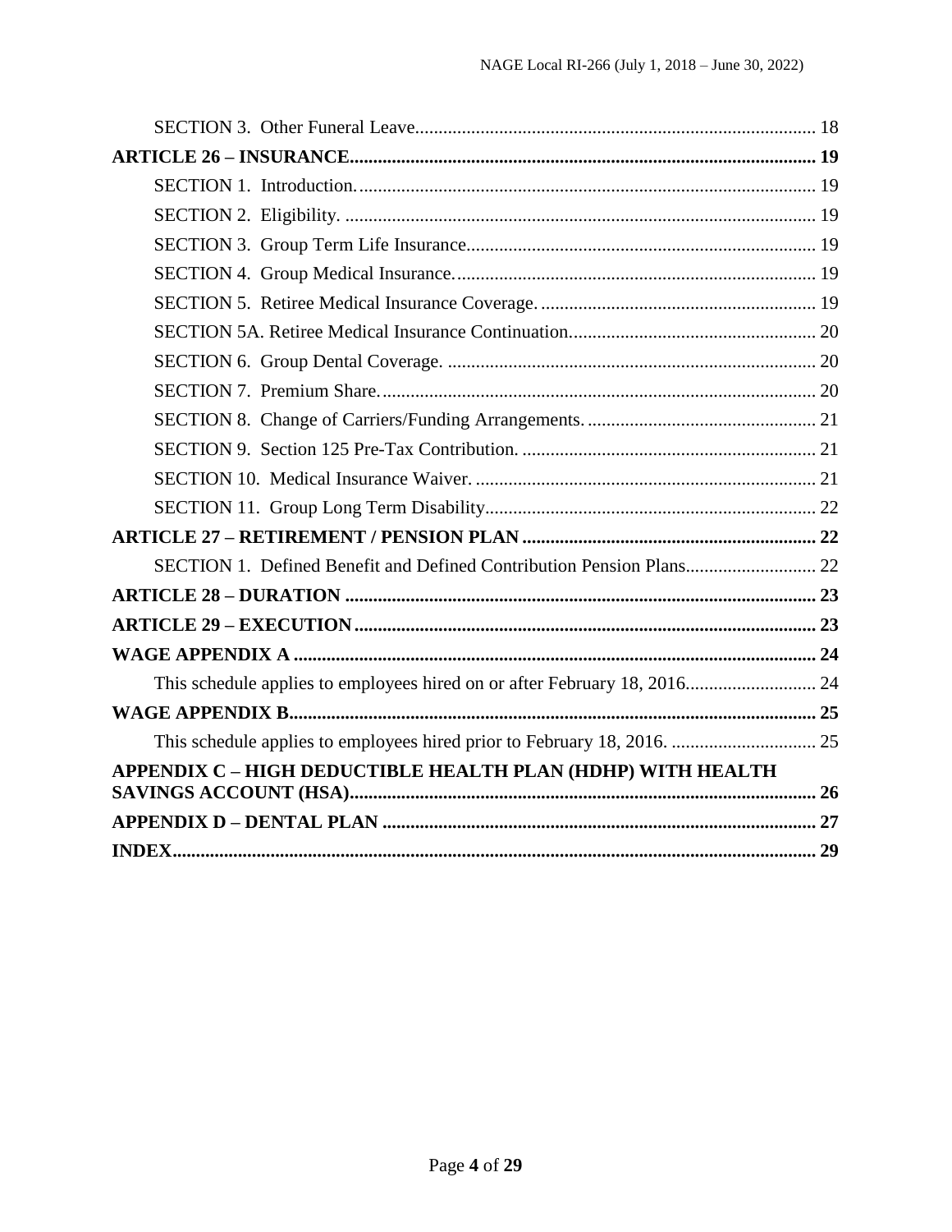SECTION 3. Other Funeral Leave ..... 18

**ARTICLE 26 – INSURANCE ..... 19**

SECTION 1. Introduction. ..... 19

SECTION 2. Eligibility. ..... 19

SECTION 3. Group Term Life Insurance ..... 19

SECTION 4. Group Medical Insurance. ..... 19

SECTION 5. Retiree Medical Insurance Coverage. ..... 19

SECTION 5A. Retiree Medical Insurance Continuation. ..... 20

SECTION 6. Group Dental Coverage. ..... 20

SECTION 7. Premium Share. ..... 20

SECTION 8. Change of Carriers/Funding Arrangements. ..... 21

SECTION 9. Section 125 Pre-Tax Contribution. ..... 21

SECTION 10. Medical Insurance Waiver. ..... 21

SECTION 11. Group Long Term Disability ..... 22

**ARTICLE 27 – RETIREMENT / PENSION PLAN ..... 22**

SECTION 1. Defined Benefit and Defined Contribution Pension Plans ..... 22

**ARTICLE 28 – DURATION ..... 23**

**ARTICLE 29 – EXECUTION ..... 23**

**WAGE APPENDIX A ..... 24**

This schedule applies to employees hired on or after February 18, 2016. ..... 24

**WAGE APPENDIX B ..... 25**

This schedule applies to employees hired prior to February 18, 2016. ..... 25

**APPENDIX C – HIGH DEDUCTIBLE HEALTH PLAN (HDHP) WITH HEALTH SAVINGS ACCOUNT (HSA) ..... 26**

**APPENDIX D – DENTAL PLAN ..... 27**

**INDEX ..... 29**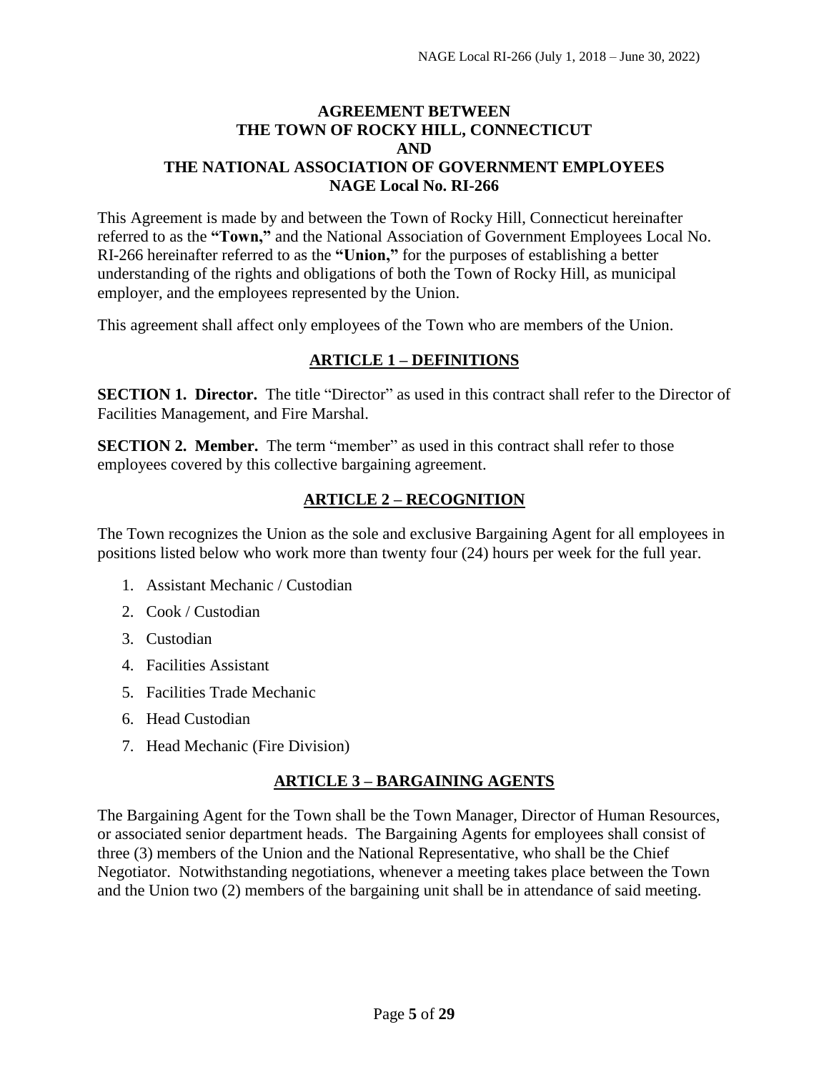# AGREEMENT BETWEEN THE TOWN OF ROCKY HILL, CONNECTICUT AND THE NATIONAL ASSOCIATION OF GOVERNMENT EMPLOYEES NAGE Local No. RI-266

This Agreement is made by and between the Town of Rocky Hill, Connecticut hereinafter referred to as the **"Town,"** and the National Association of Government Employees Local No. RI-266 hereinafter referred to as the **"Union,"** for the purposes of establishing a better understanding of the rights and obligations of both the Town of Rocky Hill, as municipal employer, and the employees represented by the Union.

This agreement shall affect only employees of the Town who are members of the Union.

## ARTICLE 1 – DEFINITIONS

**SECTION 1. Director.** The title "Director" as used in this contract shall refer to the Director of Facilities Management, and Fire Marshal.

**SECTION 2. Member.** The term "member" as used in this contract shall refer to those employees covered by this collective bargaining agreement.

## ARTICLE 2 – RECOGNITION

The Town recognizes the Union as the sole and exclusive Bargaining Agent for all employees in positions listed below who work more than twenty four (24) hours per week for the full year.

1. Assistant Mechanic / Custodian
2. Cook / Custodian
3. Custodian
4. Facilities Assistant
5. Facilities Trade Mechanic
6. Head Custodian
7. Head Mechanic (Fire Division)

## ARTICLE 3 – BARGAINING AGENTS

The Bargaining Agent for the Town shall be the Town Manager, Director of Human Resources, or associated senior department heads. The Bargaining Agents for employees shall consist of three (3) members of the Union and the National Representative, who shall be the Chief Negotiator. Notwithstanding negotiations, whenever a meeting takes place between the Town and the Union two (2) members of the bargaining unit shall be in attendance of said meeting.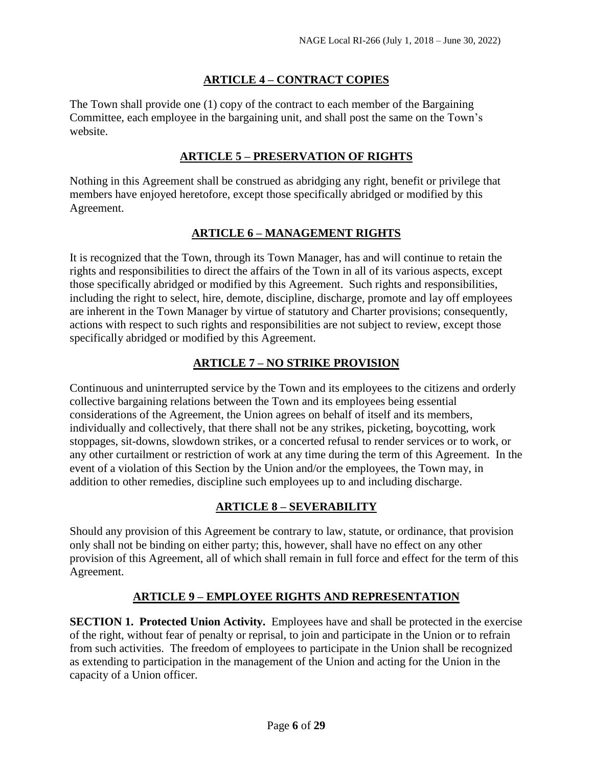## ARTICLE 4 – CONTRACT COPIES

The Town shall provide one (1) copy of the contract to each member of the Bargaining Committee, each employee in the bargaining unit, and shall post the same on the Town's website.

## ARTICLE 5 – PRESERVATION OF RIGHTS

Nothing in this Agreement shall be construed as abridging any right, benefit or privilege that members have enjoyed heretofore, except those specifically abridged or modified by this Agreement.

## ARTICLE 6 – MANAGEMENT RIGHTS

It is recognized that the Town, through its Town Manager, has and will continue to retain the rights and responsibilities to direct the affairs of the Town in all of its various aspects, except those specifically abridged or modified by this Agreement. Such rights and responsibilities, including the right to select, hire, demote, discipline, discharge, promote and lay off employees are inherent in the Town Manager by virtue of statutory and Charter provisions; consequently, actions with respect to such rights and responsibilities are not subject to review, except those specifically abridged or modified by this Agreement.

## ARTICLE 7 – NO STRIKE PROVISION

Continuous and uninterrupted service by the Town and its employees to the citizens and orderly collective bargaining relations between the Town and its employees being essential considerations of the Agreement, the Union agrees on behalf of itself and its members, individually and collectively, that there shall not be any strikes, picketing, boycotting, work stoppages, sit-downs, slowdown strikes, or a concerted refusal to render services or to work, or any other curtailment or restriction of work at any time during the term of this Agreement. In the event of a violation of this Section by the Union and/or the employees, the Town may, in addition to other remedies, discipline such employees up to and including discharge.

## ARTICLE 8 – SEVERABILITY

Should any provision of this Agreement be contrary to law, statute, or ordinance, that provision only shall not be binding on either party; this, however, shall have no effect on any other provision of this Agreement, all of which shall remain in full force and effect for the term of this Agreement.

## ARTICLE 9 – EMPLOYEE RIGHTS AND REPRESENTATION

**SECTION 1. Protected Union Activity.** Employees have and shall be protected in the exercise of the right, without fear of penalty or reprisal, to join and participate in the Union or to refrain from such activities. The freedom of employees to participate in the Union shall be recognized as extending to participation in the management of the Union and acting for the Union in the capacity of a Union officer.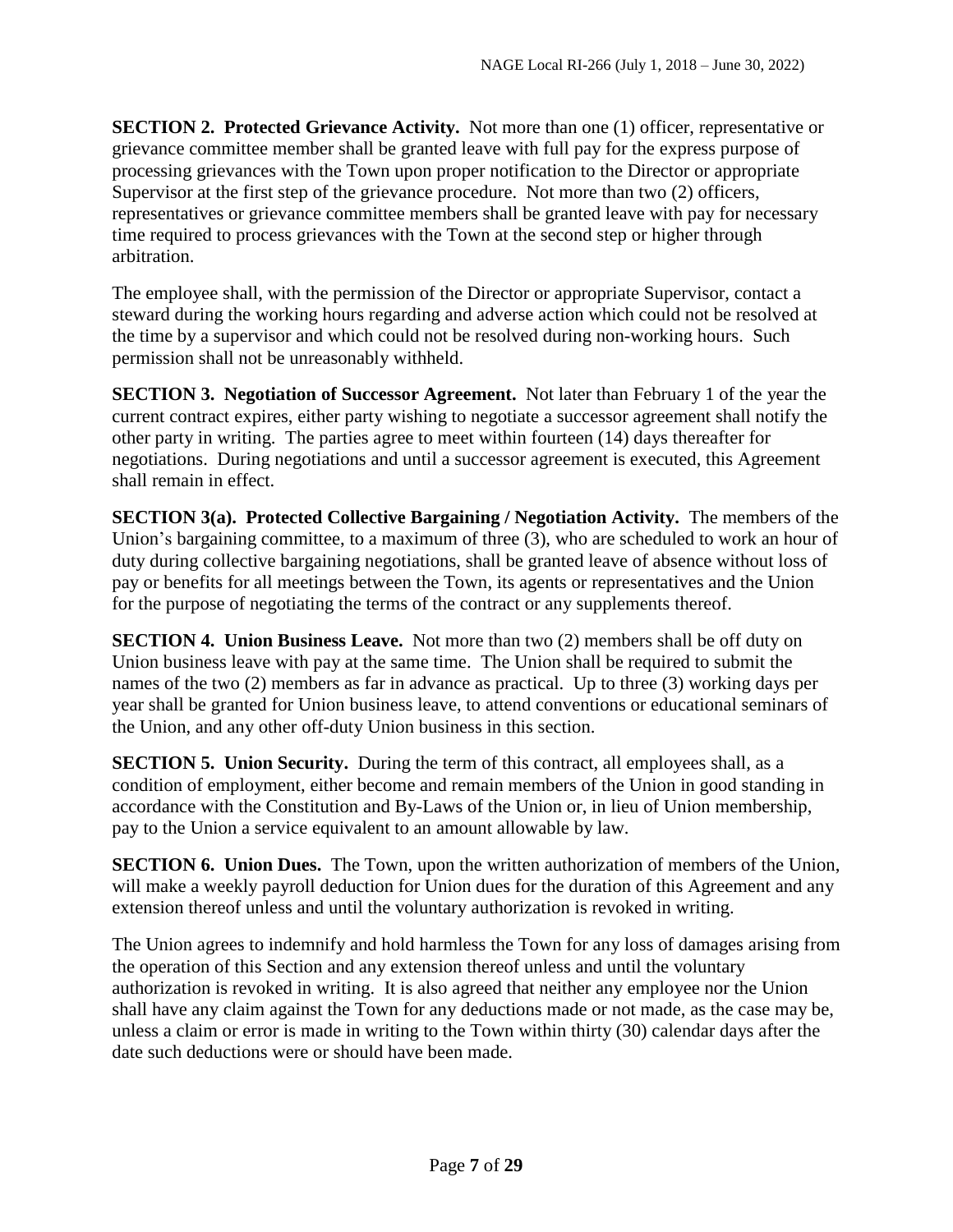**SECTION 2. Protected Grievance Activity.** Not more than one (1) officer, representative or grievance committee member shall be granted leave with full pay for the express purpose of processing grievances with the Town upon proper notification to the Director or appropriate Supervisor at the first step of the grievance procedure. Not more than two (2) officers, representatives or grievance committee members shall be granted leave with pay for necessary time required to process grievances with the Town at the second step or higher through arbitration.

The employee shall, with the permission of the Director or appropriate Supervisor, contact a steward during the working hours regarding and adverse action which could not be resolved at the time by a supervisor and which could not be resolved during non-working hours. Such permission shall not be unreasonably withheld.

**SECTION 3. Negotiation of Successor Agreement.** Not later than February 1 of the year the current contract expires, either party wishing to negotiate a successor agreement shall notify the other party in writing. The parties agree to meet within fourteen (14) days thereafter for negotiations. During negotiations and until a successor agreement is executed, this Agreement shall remain in effect.

**SECTION 3(a). Protected Collective Bargaining / Negotiation Activity.** The members of the Union's bargaining committee, to a maximum of three (3), who are scheduled to work an hour of duty during collective bargaining negotiations, shall be granted leave of absence without loss of pay or benefits for all meetings between the Town, its agents or representatives and the Union for the purpose of negotiating the terms of the contract or any supplements thereof.

**SECTION 4. Union Business Leave.** Not more than two (2) members shall be off duty on Union business leave with pay at the same time. The Union shall be required to submit the names of the two (2) members as far in advance as practical. Up to three (3) working days per year shall be granted for Union business leave, to attend conventions or educational seminars of the Union, and any other off-duty Union business in this section.

**SECTION 5. Union Security.** During the term of this contract, all employees shall, as a condition of employment, either become and remain members of the Union in good standing in accordance with the Constitution and By-Laws of the Union or, in lieu of Union membership, pay to the Union a service equivalent to an amount allowable by law.

**SECTION 6. Union Dues.** The Town, upon the written authorization of members of the Union, will make a weekly payroll deduction for Union dues for the duration of this Agreement and any extension thereof unless and until the voluntary authorization is revoked in writing.

The Union agrees to indemnify and hold harmless the Town for any loss of damages arising from the operation of this Section and any extension thereof unless and until the voluntary authorization is revoked in writing. It is also agreed that neither any employee nor the Union shall have any claim against the Town for any deductions made or not made, as the case may be, unless a claim or error is made in writing to the Town within thirty (30) calendar days after the date such deductions were or should have been made.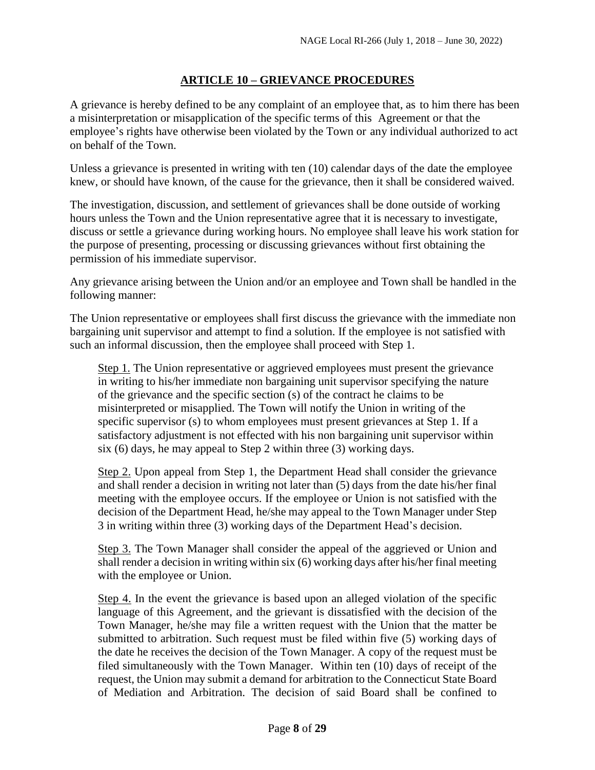## ARTICLE 10 – GRIEVANCE PROCEDURES

A grievance is hereby defined to be any complaint of an employee that, as to him there has been a misinterpretation or misapplication of the specific terms of this Agreement or that the employee's rights have otherwise been violated by the Town or any individual authorized to act on behalf of the Town.

Unless a grievance is presented in writing with ten (10) calendar days of the date the employee knew, or should have known, of the cause for the grievance, then it shall be considered waived.

The investigation, discussion, and settlement of grievances shall be done outside of working hours unless the Town and the Union representative agree that it is necessary to investigate, discuss or settle a grievance during working hours. No employee shall leave his work station for the purpose of presenting, processing or discussing grievances without first obtaining the permission of his immediate supervisor.

Any grievance arising between the Union and/or an employee and Town shall be handled in the following manner:

The Union representative or employees shall first discuss the grievance with the immediate non bargaining unit supervisor and attempt to find a solution. If the employee is not satisfied with such an informal discussion, then the employee shall proceed with Step 1.

Step 1. The Union representative or aggrieved employees must present the grievance in writing to his/her immediate non bargaining unit supervisor specifying the nature of the grievance and the specific section (s) of the contract he claims to be misinterpreted or misapplied. The Town will notify the Union in writing of the specific supervisor (s) to whom employees must present grievances at Step 1. If a satisfactory adjustment is not effected with his non bargaining unit supervisor within six (6) days, he may appeal to Step 2 within three (3) working days.

Step 2. Upon appeal from Step 1, the Department Head shall consider the grievance and shall render a decision in writing not later than (5) days from the date his/her final meeting with the employee occurs. If the employee or Union is not satisfied with the decision of the Department Head, he/she may appeal to the Town Manager under Step 3 in writing within three (3) working days of the Department Head's decision.

Step 3. The Town Manager shall consider the appeal of the aggrieved or Union and shall render a decision in writing within six (6) working days after his/her final meeting with the employee or Union.

Step 4. In the event the grievance is based upon an alleged violation of the specific language of this Agreement, and the grievant is dissatisfied with the decision of the Town Manager, he/she may file a written request with the Union that the matter be submitted to arbitration. Such request must be filed within five (5) working days of the date he receives the decision of the Town Manager. A copy of the request must be filed simultaneously with the Town Manager. Within ten (10) days of receipt of the request, the Union may submit a demand for arbitration to the Connecticut State Board of Mediation and Arbitration. The decision of said Board shall be confined to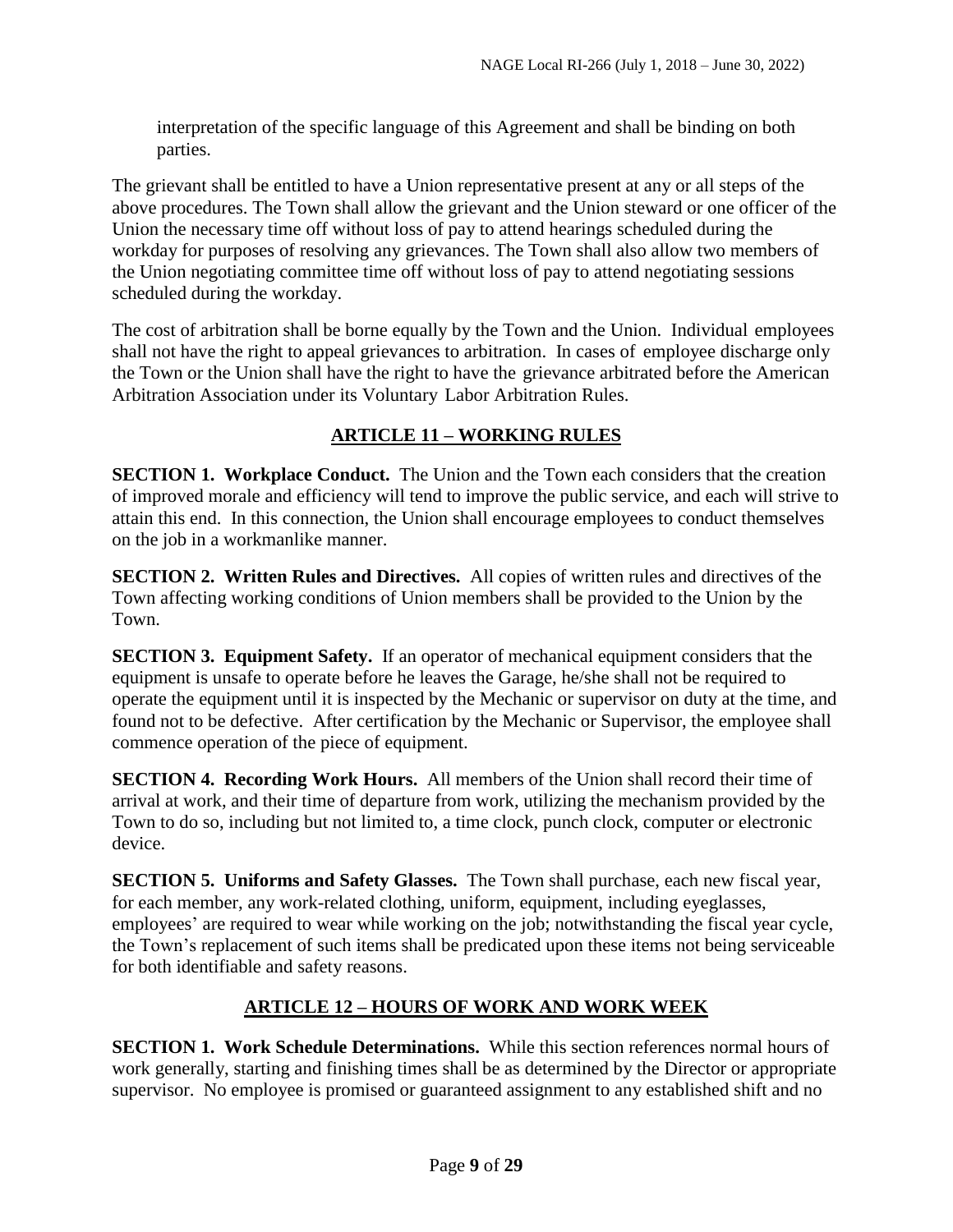interpretation of the specific language of this Agreement and shall be binding on both parties.

The grievant shall be entitled to have a Union representative present at any or all steps of the above procedures. The Town shall allow the grievant and the Union steward or one officer of the Union the necessary time off without loss of pay to attend hearings scheduled during the workday for purposes of resolving any grievances. The Town shall also allow two members of the Union negotiating committee time off without loss of pay to attend negotiating sessions scheduled during the workday.

The cost of arbitration shall be borne equally by the Town and the Union. Individual employees shall not have the right to appeal grievances to arbitration. In cases of employee discharge only the Town or the Union shall have the right to have the grievance arbitrated before the American Arbitration Association under its Voluntary Labor Arbitration Rules.

## ARTICLE 11 – WORKING RULES

**SECTION 1. Workplace Conduct.** The Union and the Town each considers that the creation of improved morale and efficiency will tend to improve the public service, and each will strive to attain this end. In this connection, the Union shall encourage employees to conduct themselves on the job in a workmanlike manner.

**SECTION 2. Written Rules and Directives.** All copies of written rules and directives of the Town affecting working conditions of Union members shall be provided to the Union by the Town.

**SECTION 3. Equipment Safety.** If an operator of mechanical equipment considers that the equipment is unsafe to operate before he leaves the Garage, he/she shall not be required to operate the equipment until it is inspected by the Mechanic or supervisor on duty at the time, and found not to be defective. After certification by the Mechanic or Supervisor, the employee shall commence operation of the piece of equipment.

**SECTION 4. Recording Work Hours.** All members of the Union shall record their time of arrival at work, and their time of departure from work, utilizing the mechanism provided by the Town to do so, including but not limited to, a time clock, punch clock, computer or electronic device.

**SECTION 5. Uniforms and Safety Glasses.** The Town shall purchase, each new fiscal year, for each member, any work-related clothing, uniform, equipment, including eyeglasses, employees' are required to wear while working on the job; notwithstanding the fiscal year cycle, the Town's replacement of such items shall be predicated upon these items not being serviceable for both identifiable and safety reasons.

## ARTICLE 12 – HOURS OF WORK AND WORK WEEK

**SECTION 1. Work Schedule Determinations.** While this section references normal hours of work generally, starting and finishing times shall be as determined by the Director or appropriate supervisor. No employee is promised or guaranteed assignment to any established shift and no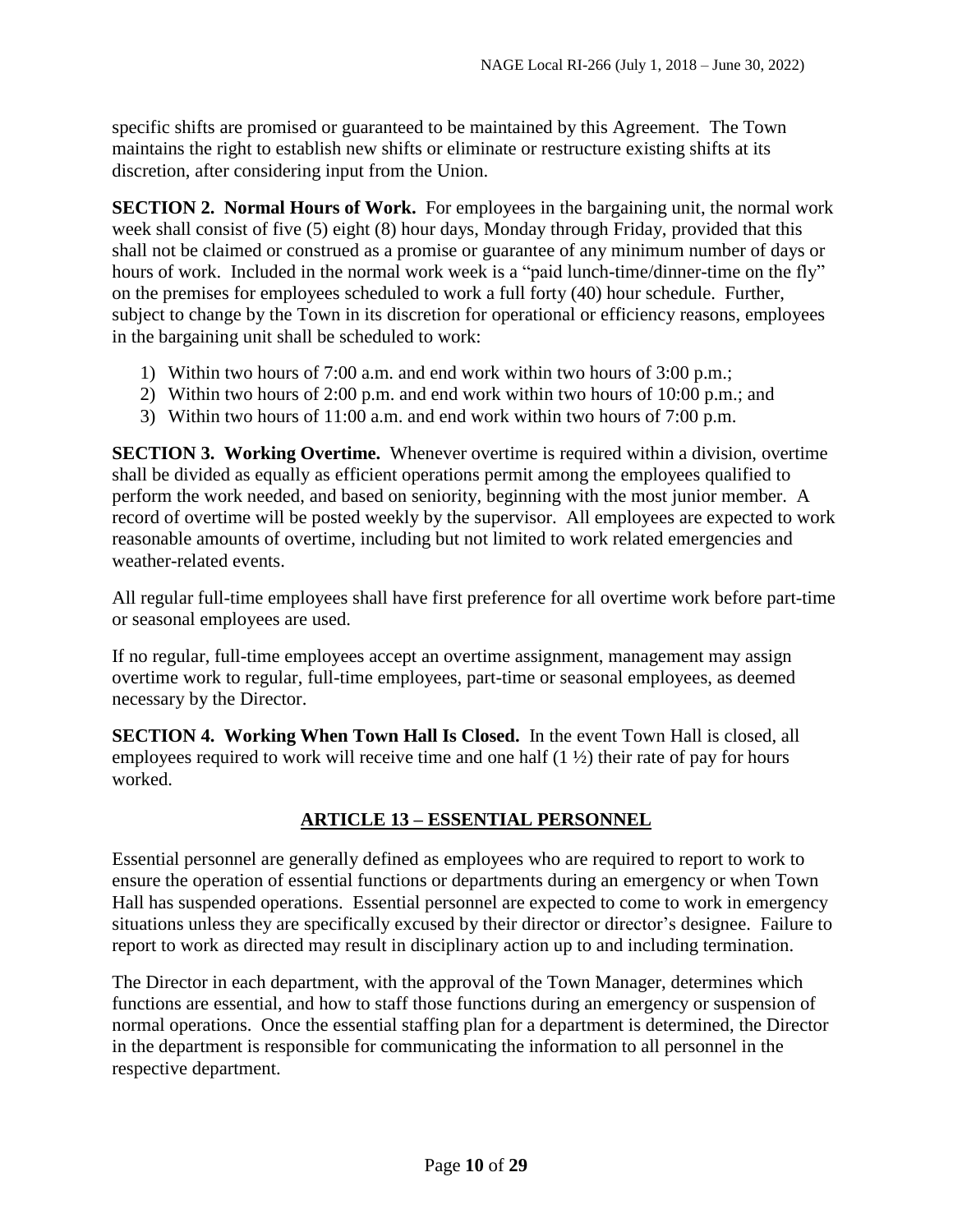specific shifts are promised or guaranteed to be maintained by this Agreement. The Town maintains the right to establish new shifts or eliminate or restructure existing shifts at its discretion, after considering input from the Union.

**SECTION 2. Normal Hours of Work.** For employees in the bargaining unit, the normal work week shall consist of five (5) eight (8) hour days, Monday through Friday, provided that this shall not be claimed or construed as a promise or guarantee of any minimum number of days or hours of work. Included in the normal work week is a "paid lunch-time/dinner-time on the fly" on the premises for employees scheduled to work a full forty (40) hour schedule. Further, subject to change by the Town in its discretion for operational or efficiency reasons, employees in the bargaining unit shall be scheduled to work:

1) Within two hours of 7:00 a.m. and end work within two hours of 3:00 p.m.;
2) Within two hours of 2:00 p.m. and end work within two hours of 10:00 p.m.; and
3) Within two hours of 11:00 a.m. and end work within two hours of 7:00 p.m.

**SECTION 3. Working Overtime.** Whenever overtime is required within a division, overtime shall be divided as equally as efficient operations permit among the employees qualified to perform the work needed, and based on seniority, beginning with the most junior member. A record of overtime will be posted weekly by the supervisor. All employees are expected to work reasonable amounts of overtime, including but not limited to work related emergencies and weather-related events.

All regular full-time employees shall have first preference for all overtime work before part-time or seasonal employees are used.

If no regular, full-time employees accept an overtime assignment, management may assign overtime work to regular, full-time employees, part-time or seasonal employees, as deemed necessary by the Director.

**SECTION 4. Working When Town Hall Is Closed.** In the event Town Hall is closed, all employees required to work will receive time and one half (1 ½) their rate of pay for hours worked.

## ARTICLE 13 – ESSENTIAL PERSONNEL

Essential personnel are generally defined as employees who are required to report to work to ensure the operation of essential functions or departments during an emergency or when Town Hall has suspended operations. Essential personnel are expected to come to work in emergency situations unless they are specifically excused by their director or director's designee. Failure to report to work as directed may result in disciplinary action up to and including termination.

The Director in each department, with the approval of the Town Manager, determines which functions are essential, and how to staff those functions during an emergency or suspension of normal operations. Once the essential staffing plan for a department is determined, the Director in the department is responsible for communicating the information to all personnel in the respective department.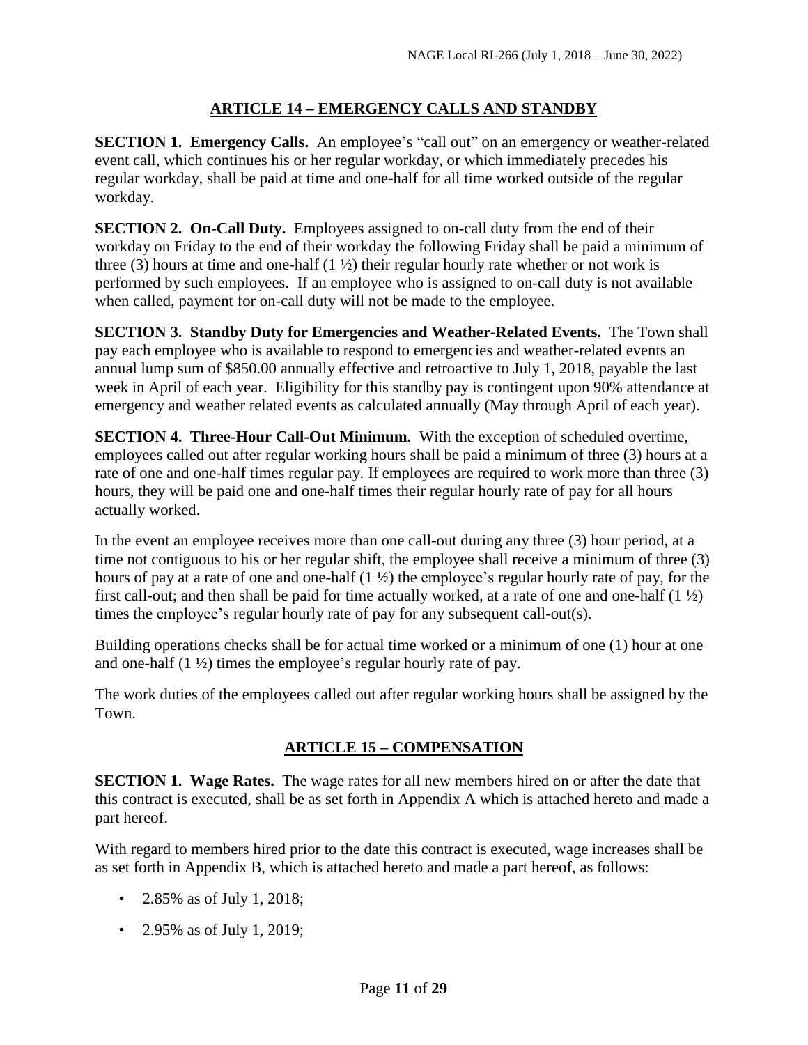## ARTICLE 14 – EMERGENCY CALLS AND STANDBY

**SECTION 1. Emergency Calls.** An employee's "call out" on an emergency or weather-related event call, which continues his or her regular workday, or which immediately precedes his regular workday, shall be paid at time and one-half for all time worked outside of the regular workday.

**SECTION 2. On-Call Duty.** Employees assigned to on-call duty from the end of their workday on Friday to the end of their workday the following Friday shall be paid a minimum of three (3) hours at time and one-half (1 ½) their regular hourly rate whether or not work is performed by such employees. If an employee who is assigned to on-call duty is not available when called, payment for on-call duty will not be made to the employee.

**SECTION 3. Standby Duty for Emergencies and Weather-Related Events.** The Town shall pay each employee who is available to respond to emergencies and weather-related events an annual lump sum of $850.00 annually effective and retroactive to July 1, 2018, payable the last week in April of each year. Eligibility for this standby pay is contingent upon 90% attendance at emergency and weather related events as calculated annually (May through April of each year).

**SECTION 4. Three-Hour Call-Out Minimum.** With the exception of scheduled overtime, employees called out after regular working hours shall be paid a minimum of three (3) hours at a rate of one and one-half times regular pay. If employees are required to work more than three (3) hours, they will be paid one and one-half times their regular hourly rate of pay for all hours actually worked.

In the event an employee receives more than one call-out during any three (3) hour period, at a time not contiguous to his or her regular shift, the employee shall receive a minimum of three (3) hours of pay at a rate of one and one-half (1 ½) the employee's regular hourly rate of pay, for the first call-out; and then shall be paid for time actually worked, at a rate of one and one-half (1 ½) times the employee's regular hourly rate of pay for any subsequent call-out(s).

Building operations checks shall be for actual time worked or a minimum of one (1) hour at one and one-half (1 ½) times the employee's regular hourly rate of pay.

The work duties of the employees called out after regular working hours shall be assigned by the Town.

## ARTICLE 15 – COMPENSATION

**SECTION 1. Wage Rates.** The wage rates for all new members hired on or after the date that this contract is executed, shall be as set forth in Appendix A which is attached hereto and made a part hereof.

With regard to members hired prior to the date this contract is executed, wage increases shall be as set forth in Appendix B, which is attached hereto and made a part hereof, as follows:

- 2.85% as of July 1, 2018;
- 2.95% as of July 1, 2019;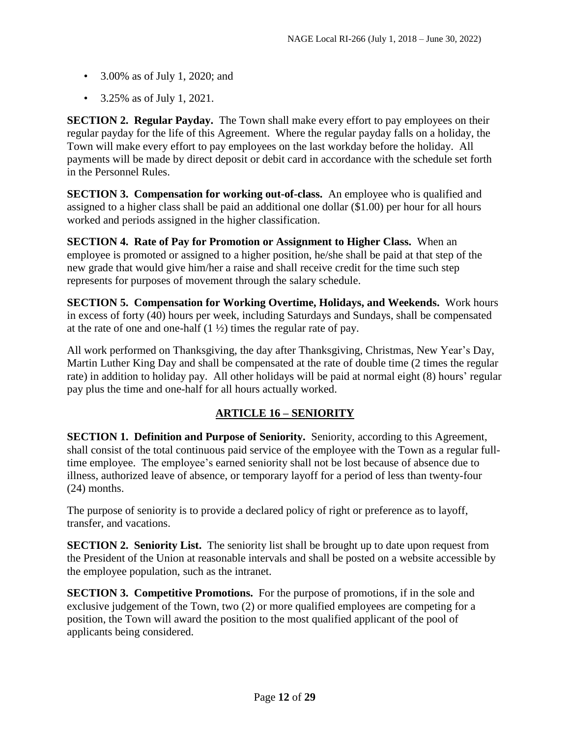- 3.00% as of July 1, 2020; and
- 3.25% as of July 1, 2021.

**SECTION 2. Regular Payday.** The Town shall make every effort to pay employees on their regular payday for the life of this Agreement. Where the regular payday falls on a holiday, the Town will make every effort to pay employees on the last workday before the holiday. All payments will be made by direct deposit or debit card in accordance with the schedule set forth in the Personnel Rules.

**SECTION 3. Compensation for working out-of-class.** An employee who is qualified and assigned to a higher class shall be paid an additional one dollar ($1.00) per hour for all hours worked and periods assigned in the higher classification.

**SECTION 4. Rate of Pay for Promotion or Assignment to Higher Class.** When an employee is promoted or assigned to a higher position, he/she shall be paid at that step of the new grade that would give him/her a raise and shall receive credit for the time such step represents for purposes of movement through the salary schedule.

**SECTION 5. Compensation for Working Overtime, Holidays, and Weekends.** Work hours in excess of forty (40) hours per week, including Saturdays and Sundays, shall be compensated at the rate of one and one-half (1 ½) times the regular rate of pay.

All work performed on Thanksgiving, the day after Thanksgiving, Christmas, New Year's Day, Martin Luther King Day and shall be compensated at the rate of double time (2 times the regular rate) in addition to holiday pay. All other holidays will be paid at normal eight (8) hours' regular pay plus the time and one-half for all hours actually worked.

## ARTICLE 16 – SENIORITY

**SECTION 1. Definition and Purpose of Seniority.** Seniority, according to this Agreement, shall consist of the total continuous paid service of the employee with the Town as a regular full-time employee. The employee's earned seniority shall not be lost because of absence due to illness, authorized leave of absence, or temporary layoff for a period of less than twenty-four (24) months.

The purpose of seniority is to provide a declared policy of right or preference as to layoff, transfer, and vacations.

**SECTION 2. Seniority List.** The seniority list shall be brought up to date upon request from the President of the Union at reasonable intervals and shall be posted on a website accessible by the employee population, such as the intranet.

**SECTION 3. Competitive Promotions.** For the purpose of promotions, if in the sole and exclusive judgement of the Town, two (2) or more qualified employees are competing for a position, the Town will award the position to the most qualified applicant of the pool of applicants being considered.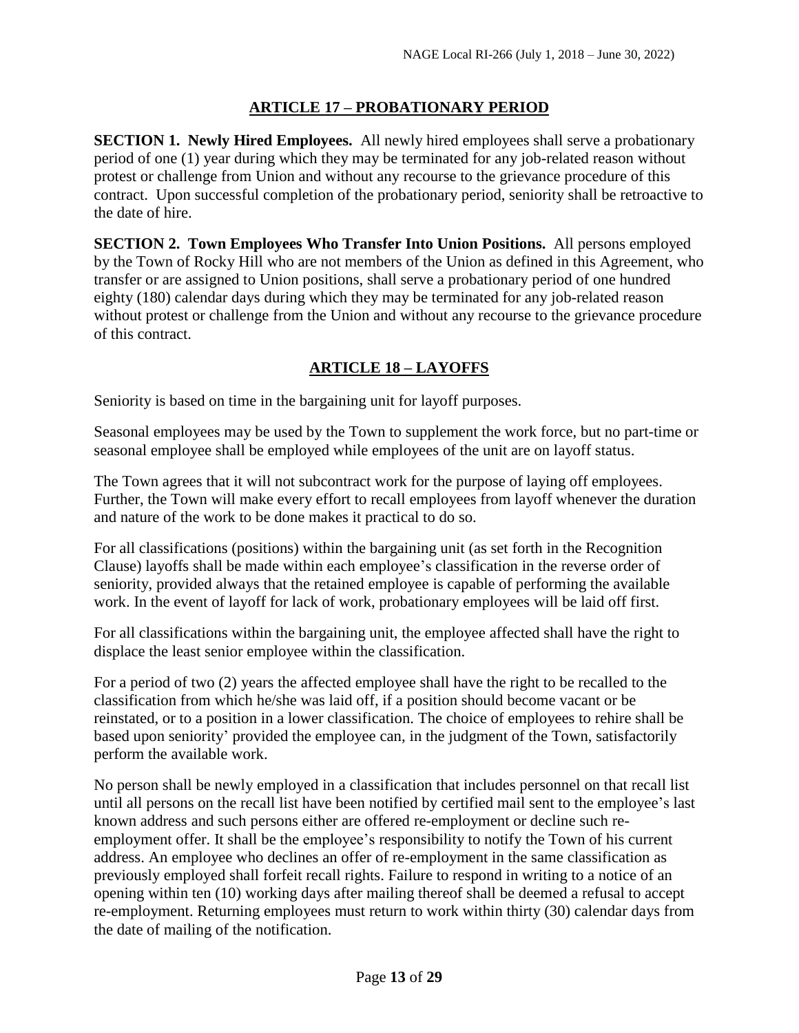## ARTICLE 17 – PROBATIONARY PERIOD

**SECTION 1. Newly Hired Employees.** All newly hired employees shall serve a probationary period of one (1) year during which they may be terminated for any job-related reason without protest or challenge from Union and without any recourse to the grievance procedure of this contract. Upon successful completion of the probationary period, seniority shall be retroactive to the date of hire.

**SECTION 2. Town Employees Who Transfer Into Union Positions.** All persons employed by the Town of Rocky Hill who are not members of the Union as defined in this Agreement, who transfer or are assigned to Union positions, shall serve a probationary period of one hundred eighty (180) calendar days during which they may be terminated for any job-related reason without protest or challenge from the Union and without any recourse to the grievance procedure of this contract.

## ARTICLE 18 – LAYOFFS

Seniority is based on time in the bargaining unit for layoff purposes.

Seasonal employees may be used by the Town to supplement the work force, but no part-time or seasonal employee shall be employed while employees of the unit are on layoff status.

The Town agrees that it will not subcontract work for the purpose of laying off employees. Further, the Town will make every effort to recall employees from layoff whenever the duration and nature of the work to be done makes it practical to do so.

For all classifications (positions) within the bargaining unit (as set forth in the Recognition Clause) layoffs shall be made within each employee's classification in the reverse order of seniority, provided always that the retained employee is capable of performing the available work. In the event of layoff for lack of work, probationary employees will be laid off first.

For all classifications within the bargaining unit, the employee affected shall have the right to displace the least senior employee within the classification.

For a period of two (2) years the affected employee shall have the right to be recalled to the classification from which he/she was laid off, if a position should become vacant or be reinstated, or to a position in a lower classification. The choice of employees to rehire shall be based upon seniority' provided the employee can, in the judgment of the Town, satisfactorily perform the available work.

No person shall be newly employed in a classification that includes personnel on that recall list until all persons on the recall list have been notified by certified mail sent to the employee's last known address and such persons either are offered re-employment or decline such re-employment offer. It shall be the employee's responsibility to notify the Town of his current address. An employee who declines an offer of re-employment in the same classification as previously employed shall forfeit recall rights. Failure to respond in writing to a notice of an opening within ten (10) working days after mailing thereof shall be deemed a refusal to accept re-employment. Returning employees must return to work within thirty (30) calendar days from the date of mailing of the notification.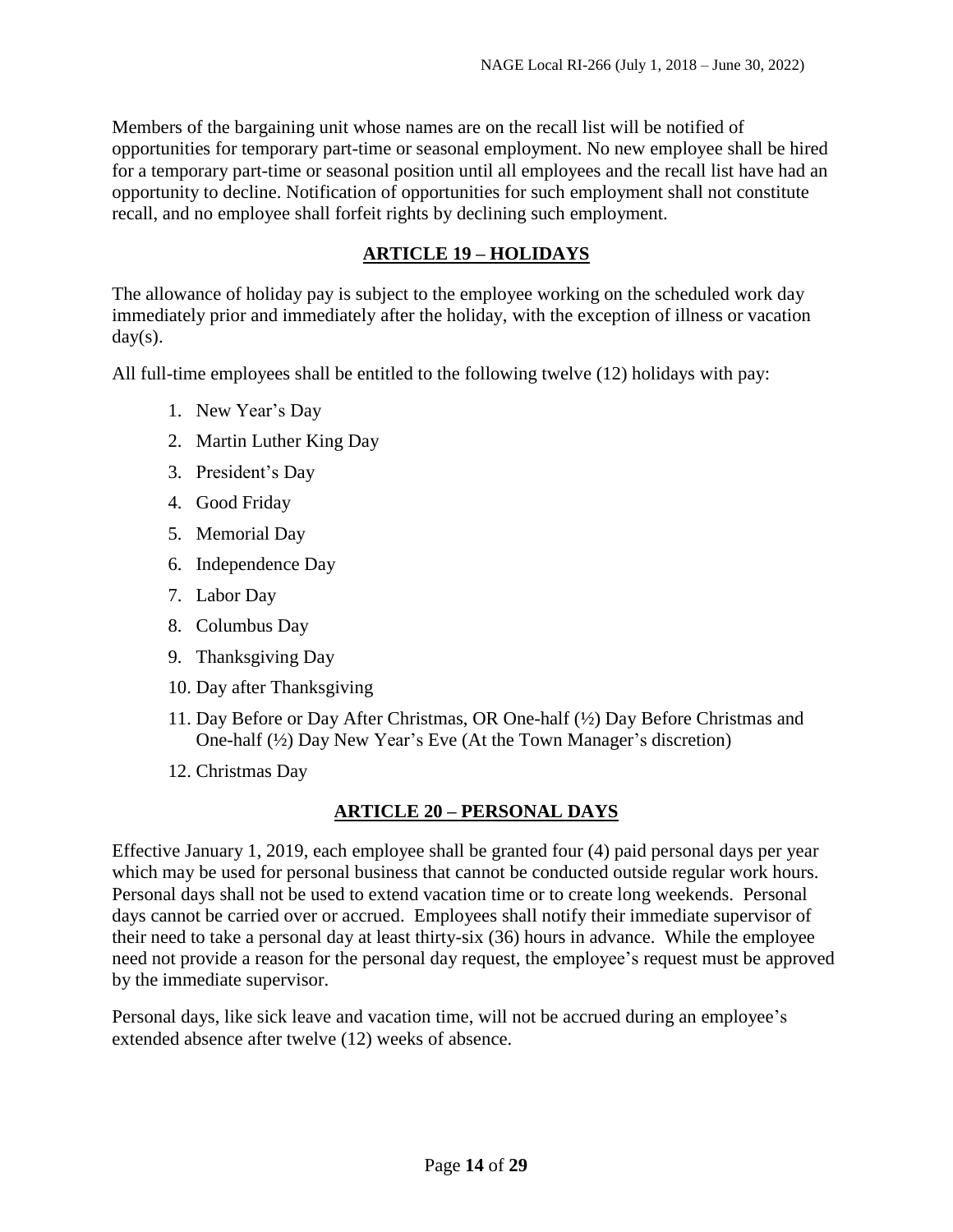Members of the bargaining unit whose names are on the recall list will be notified of opportunities for temporary part-time or seasonal employment. No new employee shall be hired for a temporary part-time or seasonal position until all employees and the recall list have had an opportunity to decline. Notification of opportunities for such employment shall not constitute recall, and no employee shall forfeit rights by declining such employment.

## ARTICLE 19 – HOLIDAYS

The allowance of holiday pay is subject to the employee working on the scheduled work day immediately prior and immediately after the holiday, with the exception of illness or vacation day(s).

All full-time employees shall be entitled to the following twelve (12) holidays with pay:

1. New Year's Day
2. Martin Luther King Day
3. President's Day
4. Good Friday
5. Memorial Day
6. Independence Day
7. Labor Day
8. Columbus Day
9. Thanksgiving Day
10. Day after Thanksgiving
11. Day Before or Day After Christmas, OR One-half (½) Day Before Christmas and One-half (½) Day New Year's Eve (At the Town Manager's discretion)
12. Christmas Day

## ARTICLE 20 – PERSONAL DAYS

Effective January 1, 2019, each employee shall be granted four (4) paid personal days per year which may be used for personal business that cannot be conducted outside regular work hours. Personal days shall not be used to extend vacation time or to create long weekends. Personal days cannot be carried over or accrued. Employees shall notify their immediate supervisor of their need to take a personal day at least thirty-six (36) hours in advance. While the employee need not provide a reason for the personal day request, the employee's request must be approved by the immediate supervisor.

Personal days, like sick leave and vacation time, will not be accrued during an employee's extended absence after twelve (12) weeks of absence.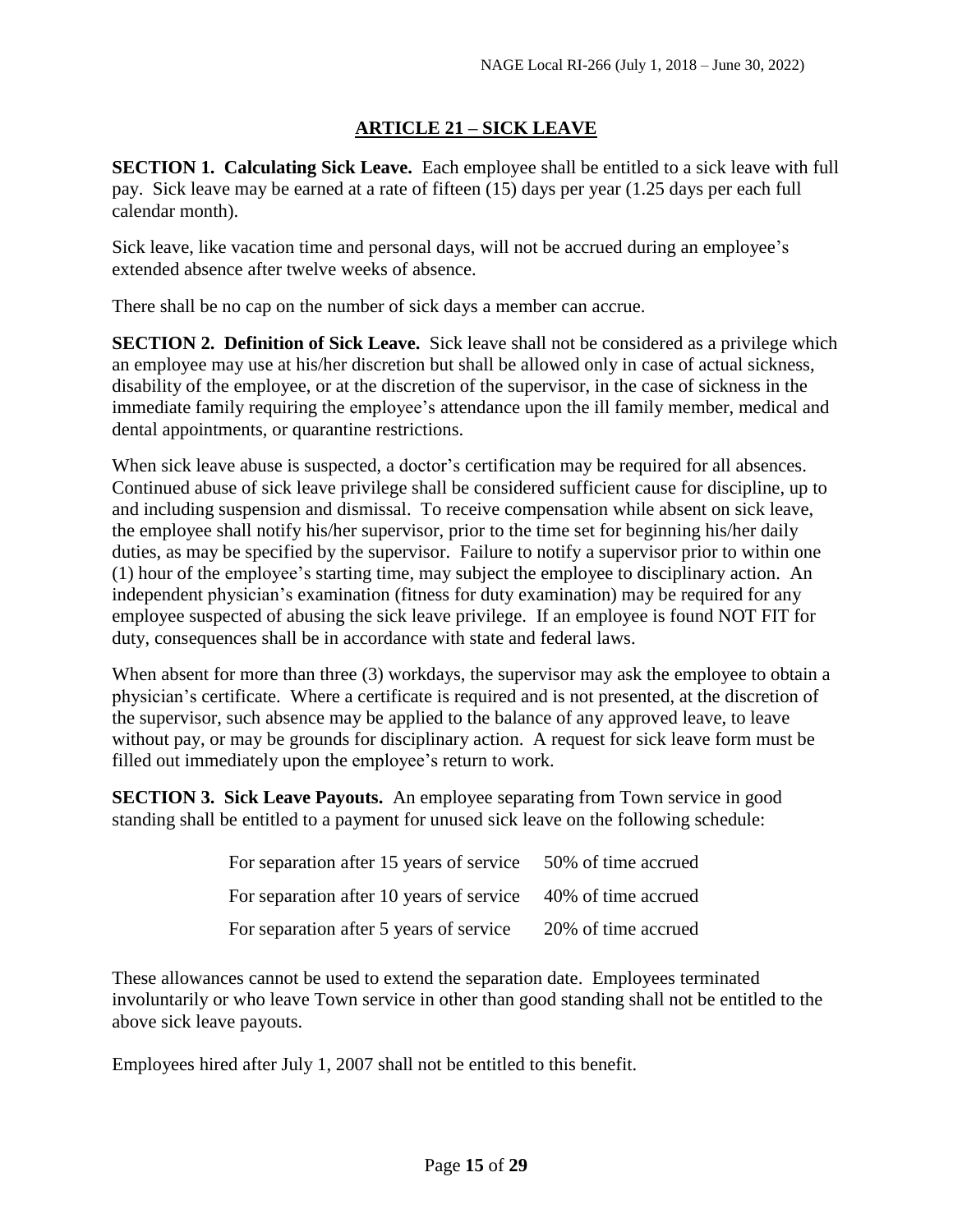## ARTICLE 21 – SICK LEAVE

**SECTION 1. Calculating Sick Leave.** Each employee shall be entitled to a sick leave with full pay. Sick leave may be earned at a rate of fifteen (15) days per year (1.25 days per each full calendar month).

Sick leave, like vacation time and personal days, will not be accrued during an employee's extended absence after twelve weeks of absence.

There shall be no cap on the number of sick days a member can accrue.

**SECTION 2. Definition of Sick Leave.** Sick leave shall not be considered as a privilege which an employee may use at his/her discretion but shall be allowed only in case of actual sickness, disability of the employee, or at the discretion of the supervisor, in the case of sickness in the immediate family requiring the employee's attendance upon the ill family member, medical and dental appointments, or quarantine restrictions.

When sick leave abuse is suspected, a doctor's certification may be required for all absences. Continued abuse of sick leave privilege shall be considered sufficient cause for discipline, up to and including suspension and dismissal. To receive compensation while absent on sick leave, the employee shall notify his/her supervisor, prior to the time set for beginning his/her daily duties, as may be specified by the supervisor. Failure to notify a supervisor prior to within one (1) hour of the employee's starting time, may subject the employee to disciplinary action. An independent physician's examination (fitness for duty examination) may be required for any employee suspected of abusing the sick leave privilege. If an employee is found NOT FIT for duty, consequences shall be in accordance with state and federal laws.

When absent for more than three (3) workdays, the supervisor may ask the employee to obtain a physician's certificate. Where a certificate is required and is not presented, at the discretion of the supervisor, such absence may be applied to the balance of any approved leave, to leave without pay, or may be grounds for disciplinary action. A request for sick leave form must be filled out immediately upon the employee's return to work.

**SECTION 3. Sick Leave Payouts.** An employee separating from Town service in good standing shall be entitled to a payment for unused sick leave on the following schedule:

| | |
|---|---|
| For separation after 15 years of service | 50% of time accrued |
| For separation after 10 years of service | 40% of time accrued |
| For separation after 5 years of service | 20% of time accrued |

These allowances cannot be used to extend the separation date. Employees terminated involuntarily or who leave Town service in other than good standing shall not be entitled to the above sick leave payouts.

Employees hired after July 1, 2007 shall not be entitled to this benefit.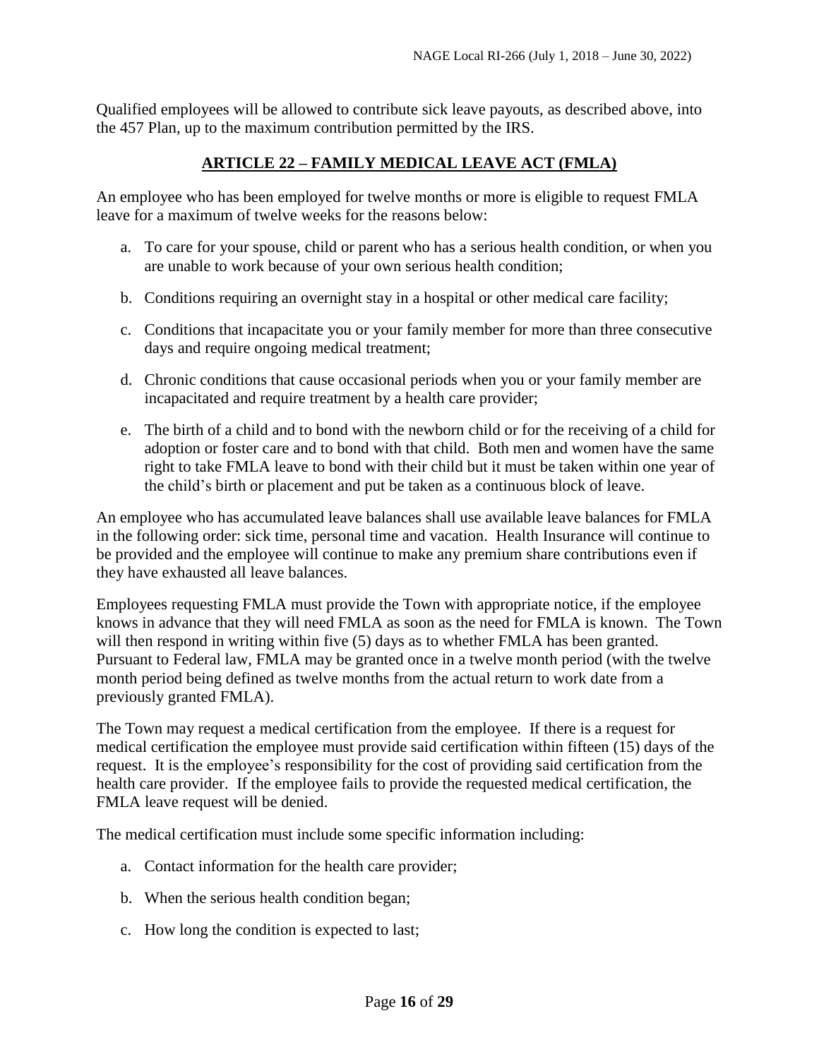Qualified employees will be allowed to contribute sick leave payouts, as described above, into the 457 Plan, up to the maximum contribution permitted by the IRS.

## ARTICLE 22 – FAMILY MEDICAL LEAVE ACT (FMLA)

An employee who has been employed for twelve months or more is eligible to request FMLA leave for a maximum of twelve weeks for the reasons below:

a. To care for your spouse, child or parent who has a serious health condition, or when you are unable to work because of your own serious health condition;

b. Conditions requiring an overnight stay in a hospital or other medical care facility;

c. Conditions that incapacitate you or your family member for more than three consecutive days and require ongoing medical treatment;

d. Chronic conditions that cause occasional periods when you or your family member are incapacitated and require treatment by a health care provider;

e. The birth of a child and to bond with the newborn child or for the receiving of a child for adoption or foster care and to bond with that child. Both men and women have the same right to take FMLA leave to bond with their child but it must be taken within one year of the child's birth or placement and put be taken as a continuous block of leave.

An employee who has accumulated leave balances shall use available leave balances for FMLA in the following order: sick time, personal time and vacation. Health Insurance will continue to be provided and the employee will continue to make any premium share contributions even if they have exhausted all leave balances.

Employees requesting FMLA must provide the Town with appropriate notice, if the employee knows in advance that they will need FMLA as soon as the need for FMLA is known. The Town will then respond in writing within five (5) days as to whether FMLA has been granted. Pursuant to Federal law, FMLA may be granted once in a twelve month period (with the twelve month period being defined as twelve months from the actual return to work date from a previously granted FMLA).

The Town may request a medical certification from the employee. If there is a request for medical certification the employee must provide said certification within fifteen (15) days of the request. It is the employee's responsibility for the cost of providing said certification from the health care provider. If the employee fails to provide the requested medical certification, the FMLA leave request will be denied.

The medical certification must include some specific information including:

a. Contact information for the health care provider;

b. When the serious health condition began;

c. How long the condition is expected to last;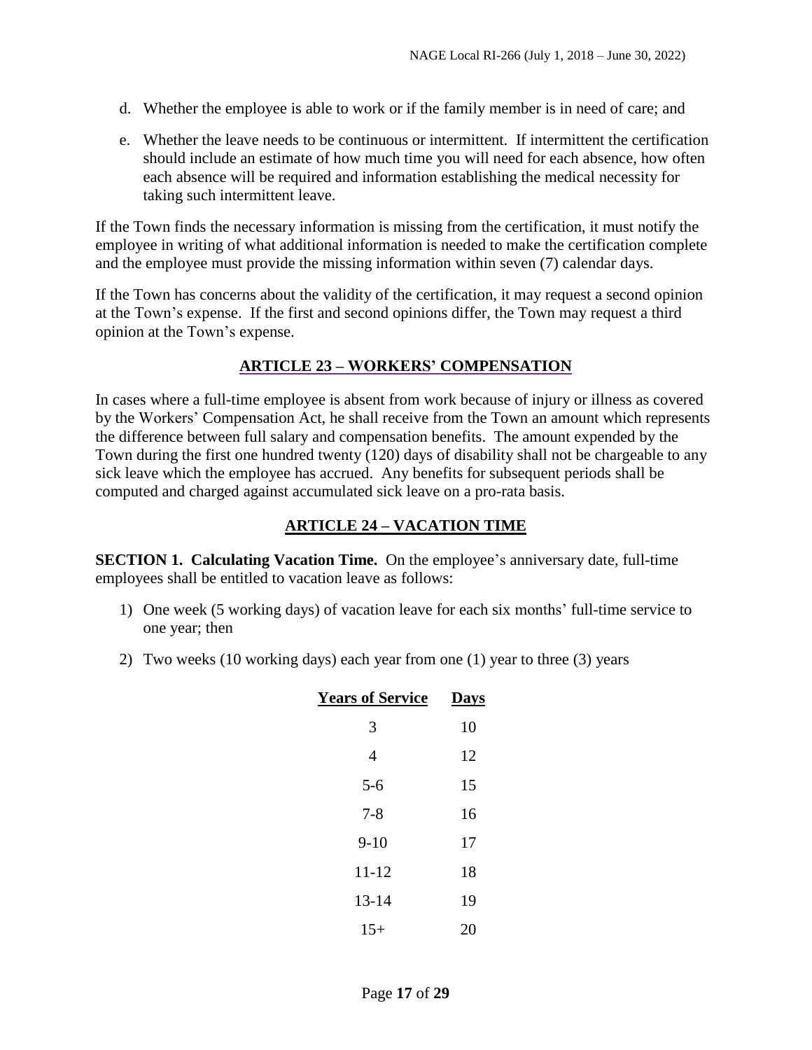d. Whether the employee is able to work or if the family member is in need of care; and

e. Whether the leave needs to be continuous or intermittent. If intermittent the certification should include an estimate of how much time you will need for each absence, how often each absence will be required and information establishing the medical necessity for taking such intermittent leave.

If the Town finds the necessary information is missing from the certification, it must notify the employee in writing of what additional information is needed to make the certification complete and the employee must provide the missing information within seven (7) calendar days.

If the Town has concerns about the validity of the certification, it may request a second opinion at the Town's expense. If the first and second opinions differ, the Town may request a third opinion at the Town's expense.

## ARTICLE 23 – WORKERS' COMPENSATION

In cases where a full-time employee is absent from work because of injury or illness as covered by the Workers' Compensation Act, he shall receive from the Town an amount which represents the difference between full salary and compensation benefits. The amount expended by the Town during the first one hundred twenty (120) days of disability shall not be chargeable to any sick leave which the employee has accrued. Any benefits for subsequent periods shall be computed and charged against accumulated sick leave on a pro-rata basis.

## ARTICLE 24 – VACATION TIME

**SECTION 1. Calculating Vacation Time.** On the employee's anniversary date, full-time employees shall be entitled to vacation leave as follows:

1) One week (5 working days) of vacation leave for each six months' full-time service to one year; then

2) Two weeks (10 working days) each year from one (1) year to three (3) years

| Years of Service | Days |
|---|---|
| 3 | 10 |
| 4 | 12 |
| 5-6 | 15 |
| 7-8 | 16 |
| 9-10 | 17 |
| 11-12 | 18 |
| 13-14 | 19 |
| 15+ | 20 |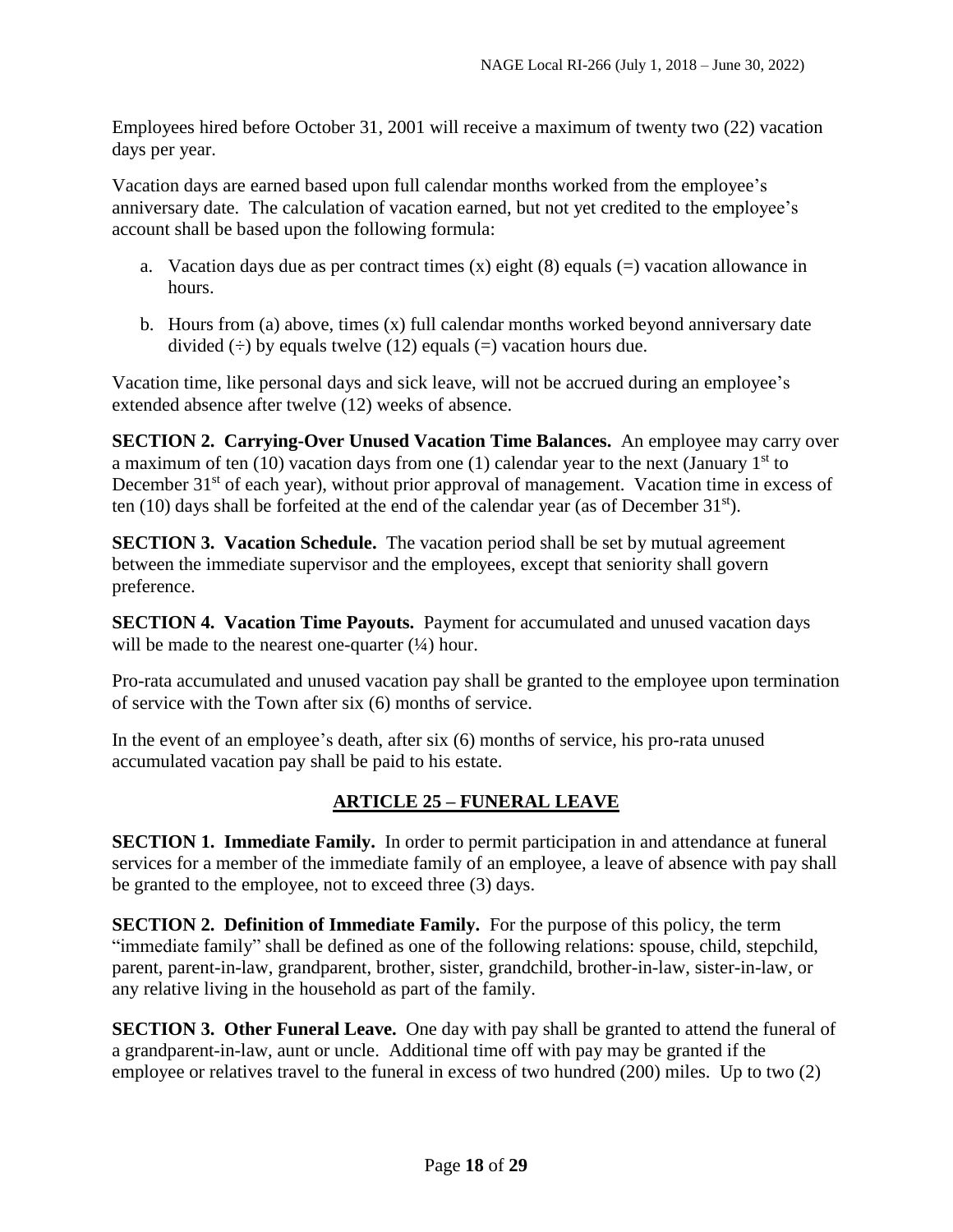Employees hired before October 31, 2001 will receive a maximum of twenty two (22) vacation days per year.

Vacation days are earned based upon full calendar months worked from the employee's anniversary date. The calculation of vacation earned, but not yet credited to the employee's account shall be based upon the following formula:

a. Vacation days due as per contract times (x) eight (8) equals (=) vacation allowance in hours.

b. Hours from (a) above, times (x) full calendar months worked beyond anniversary date divided (÷) by equals twelve (12) equals (=) vacation hours due.

Vacation time, like personal days and sick leave, will not be accrued during an employee's extended absence after twelve (12) weeks of absence.

**SECTION 2. Carrying-Over Unused Vacation Time Balances.** An employee may carry over a maximum of ten (10) vacation days from one (1) calendar year to the next (January 1st to December 31st of each year), without prior approval of management. Vacation time in excess of ten (10) days shall be forfeited at the end of the calendar year (as of December 31st).

**SECTION 3. Vacation Schedule.** The vacation period shall be set by mutual agreement between the immediate supervisor and the employees, except that seniority shall govern preference.

**SECTION 4. Vacation Time Payouts.** Payment for accumulated and unused vacation days will be made to the nearest one-quarter (¼) hour.

Pro-rata accumulated and unused vacation pay shall be granted to the employee upon termination of service with the Town after six (6) months of service.

In the event of an employee's death, after six (6) months of service, his pro-rata unused accumulated vacation pay shall be paid to his estate.

## ARTICLE 25 – FUNERAL LEAVE

**SECTION 1. Immediate Family.** In order to permit participation in and attendance at funeral services for a member of the immediate family of an employee, a leave of absence with pay shall be granted to the employee, not to exceed three (3) days.

**SECTION 2. Definition of Immediate Family.** For the purpose of this policy, the term "immediate family" shall be defined as one of the following relations: spouse, child, stepchild, parent, parent-in-law, grandparent, brother, sister, grandchild, brother-in-law, sister-in-law, or any relative living in the household as part of the family.

**SECTION 3. Other Funeral Leave.** One day with pay shall be granted to attend the funeral of a grandparent-in-law, aunt or uncle. Additional time off with pay may be granted if the employee or relatives travel to the funeral in excess of two hundred (200) miles. Up to two (2)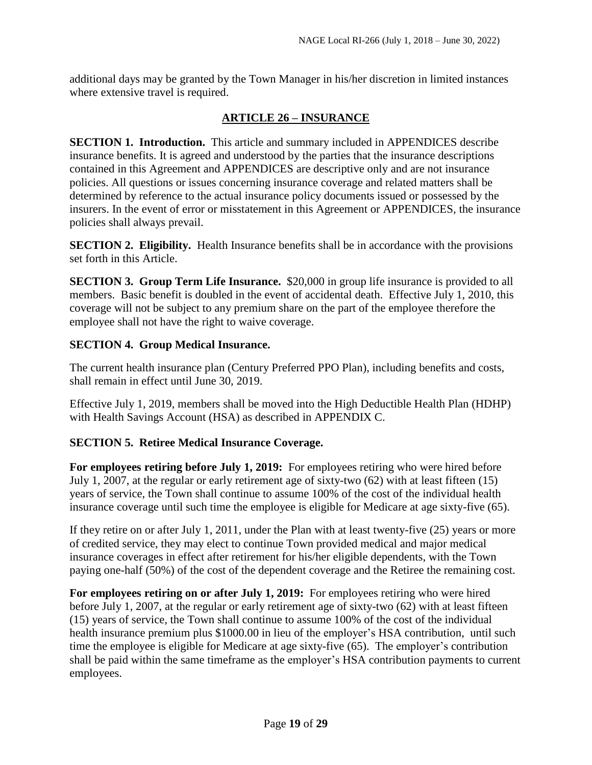additional days may be granted by the Town Manager in his/her discretion in limited instances where extensive travel is required.

## ARTICLE 26 – INSURANCE

**SECTION 1. Introduction.** This article and summary included in APPENDICES describe insurance benefits. It is agreed and understood by the parties that the insurance descriptions contained in this Agreement and APPENDICES are descriptive only and are not insurance policies. All questions or issues concerning insurance coverage and related matters shall be determined by reference to the actual insurance policy documents issued or possessed by the insurers. In the event of error or misstatement in this Agreement or APPENDICES, the insurance policies shall always prevail.

**SECTION 2. Eligibility.** Health Insurance benefits shall be in accordance with the provisions set forth in this Article.

**SECTION 3. Group Term Life Insurance.** $20,000 in group life insurance is provided to all members. Basic benefit is doubled in the event of accidental death. Effective July 1, 2010, this coverage will not be subject to any premium share on the part of the employee therefore the employee shall not have the right to waive coverage.

**SECTION 4. Group Medical Insurance.**

The current health insurance plan (Century Preferred PPO Plan), including benefits and costs, shall remain in effect until June 30, 2019.

Effective July 1, 2019, members shall be moved into the High Deductible Health Plan (HDHP) with Health Savings Account (HSA) as described in APPENDIX C.

**SECTION 5. Retiree Medical Insurance Coverage.**

**For employees retiring before July 1, 2019:** For employees retiring who were hired before July 1, 2007, at the regular or early retirement age of sixty-two (62) with at least fifteen (15) years of service, the Town shall continue to assume 100% of the cost of the individual health insurance coverage until such time the employee is eligible for Medicare at age sixty-five (65).

If they retire on or after July 1, 2011, under the Plan with at least twenty-five (25) years or more of credited service, they may elect to continue Town provided medical and major medical insurance coverages in effect after retirement for his/her eligible dependents, with the Town paying one-half (50%) of the cost of the dependent coverage and the Retiree the remaining cost.

**For employees retiring on or after July 1, 2019:** For employees retiring who were hired before July 1, 2007, at the regular or early retirement age of sixty-two (62) with at least fifteen (15) years of service, the Town shall continue to assume 100% of the cost of the individual health insurance premium plus $1000.00 in lieu of the employer's HSA contribution, until such time the employee is eligible for Medicare at age sixty-five (65). The employer's contribution shall be paid within the same timeframe as the employer's HSA contribution payments to current employees.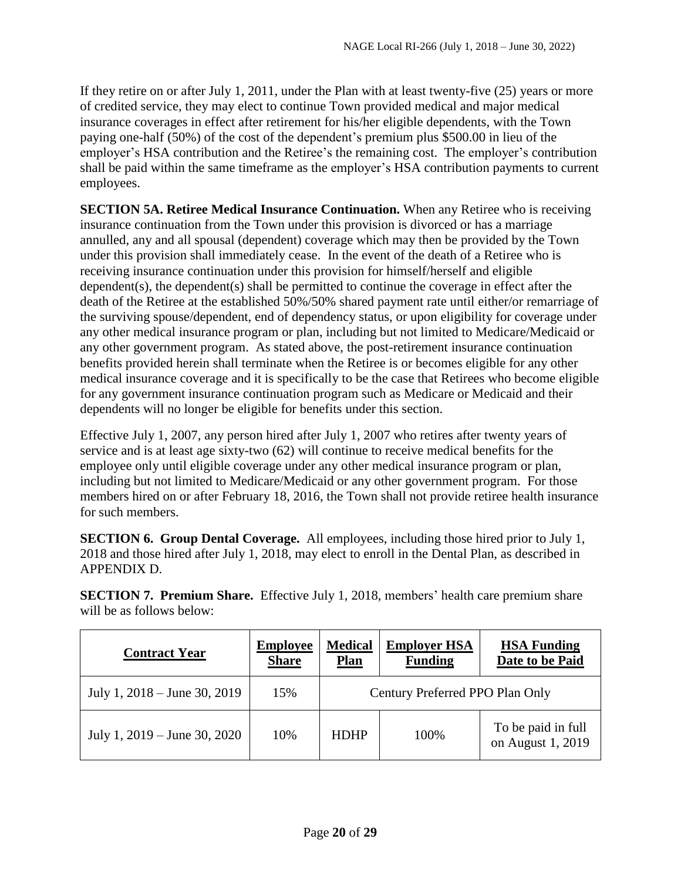If they retire on or after July 1, 2011, under the Plan with at least twenty-five (25) years or more of credited service, they may elect to continue Town provided medical and major medical insurance coverages in effect after retirement for his/her eligible dependents, with the Town paying one-half (50%) of the cost of the dependent's premium plus $500.00 in lieu of the employer's HSA contribution and the Retiree's the remaining cost. The employer's contribution shall be paid within the same timeframe as the employer's HSA contribution payments to current employees.

**SECTION 5A. Retiree Medical Insurance Continuation.** When any Retiree who is receiving insurance continuation from the Town under this provision is divorced or has a marriage annulled, any and all spousal (dependent) coverage which may then be provided by the Town under this provision shall immediately cease. In the event of the death of a Retiree who is receiving insurance continuation under this provision for himself/herself and eligible dependent(s), the dependent(s) shall be permitted to continue the coverage in effect after the death of the Retiree at the established 50%/50% shared payment rate until either/or remarriage of the surviving spouse/dependent, end of dependency status, or upon eligibility for coverage under any other medical insurance program or plan, including but not limited to Medicare/Medicaid or any other government program. As stated above, the post-retirement insurance continuation benefits provided herein shall terminate when the Retiree is or becomes eligible for any other medical insurance coverage and it is specifically to be the case that Retirees who become eligible for any government insurance continuation program such as Medicare or Medicaid and their dependents will no longer be eligible for benefits under this section.

Effective July 1, 2007, any person hired after July 1, 2007 who retires after twenty years of service and is at least age sixty-two (62) will continue to receive medical benefits for the employee only until eligible coverage under any other medical insurance program or plan, including but not limited to Medicare/Medicaid or any other government program. For those members hired on or after February 18, 2016, the Town shall not provide retiree health insurance for such members.

**SECTION 6. Group Dental Coverage.** All employees, including those hired prior to July 1, 2018 and those hired after July 1, 2018, may elect to enroll in the Dental Plan, as described in APPENDIX D.

**SECTION 7. Premium Share.** Effective July 1, 2018, members' health care premium share will be as follows below:

| Contract Year | Employee Share | Medical Plan | Employer HSA Funding | HSA Funding Date to be Paid |
|---|---|---|---|---|
| July 1, 2018 – June 30, 2019 | 15% | Century Preferred PPO Plan Only | | |
| July 1, 2019 – June 30, 2020 | 10% | HDHP | 100% | To be paid in full on August 1, 2019 |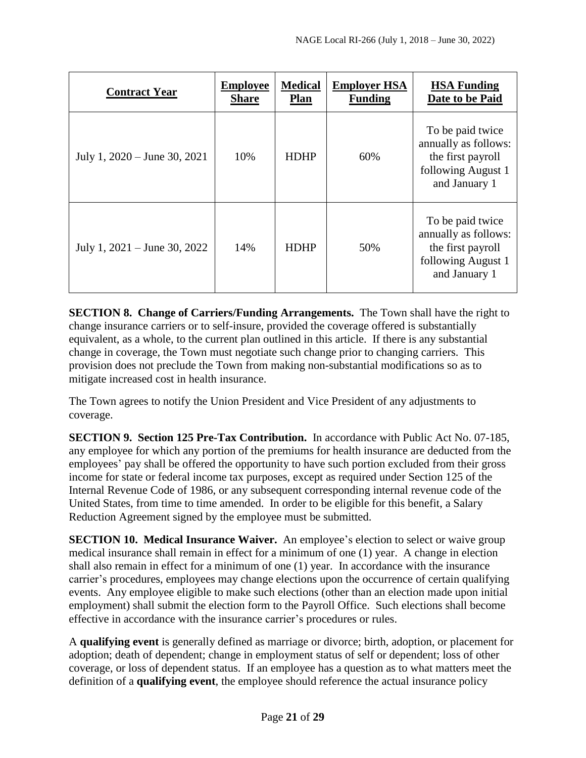| Contract Year | Employee Share | Medical Plan | Employer HSA Funding | HSA Funding Date to be Paid |
|---|---|---|---|---|
| July 1, 2020 – June 30, 2021 | 10% | HDHP | 60% | To be paid twice annually as follows: the first payroll following August 1 and January 1 |
| July 1, 2021 – June 30, 2022 | 14% | HDHP | 50% | To be paid twice annually as follows: the first payroll following August 1 and January 1 |

**SECTION 8. Change of Carriers/Funding Arrangements.** The Town shall have the right to change insurance carriers or to self-insure, provided the coverage offered is substantially equivalent, as a whole, to the current plan outlined in this article. If there is any substantial change in coverage, the Town must negotiate such change prior to changing carriers. This provision does not preclude the Town from making non-substantial modifications so as to mitigate increased cost in health insurance.

The Town agrees to notify the Union President and Vice President of any adjustments to coverage.

**SECTION 9. Section 125 Pre-Tax Contribution.** In accordance with Public Act No. 07-185, any employee for which any portion of the premiums for health insurance are deducted from the employees' pay shall be offered the opportunity to have such portion excluded from their gross income for state or federal income tax purposes, except as required under Section 125 of the Internal Revenue Code of 1986, or any subsequent corresponding internal revenue code of the United States, from time to time amended. In order to be eligible for this benefit, a Salary Reduction Agreement signed by the employee must be submitted.

**SECTION 10. Medical Insurance Waiver.** An employee's election to select or waive group medical insurance shall remain in effect for a minimum of one (1) year. A change in election shall also remain in effect for a minimum of one (1) year. In accordance with the insurance carrier's procedures, employees may change elections upon the occurrence of certain qualifying events. Any employee eligible to make such elections (other than an election made upon initial employment) shall submit the election form to the Payroll Office. Such elections shall become effective in accordance with the insurance carrier's procedures or rules.

A **qualifying event** is generally defined as marriage or divorce; birth, adoption, or placement for adoption; death of dependent; change in employment status of self or dependent; loss of other coverage, or loss of dependent status. If an employee has a question as to what matters meet the definition of a **qualifying event**, the employee should reference the actual insurance policy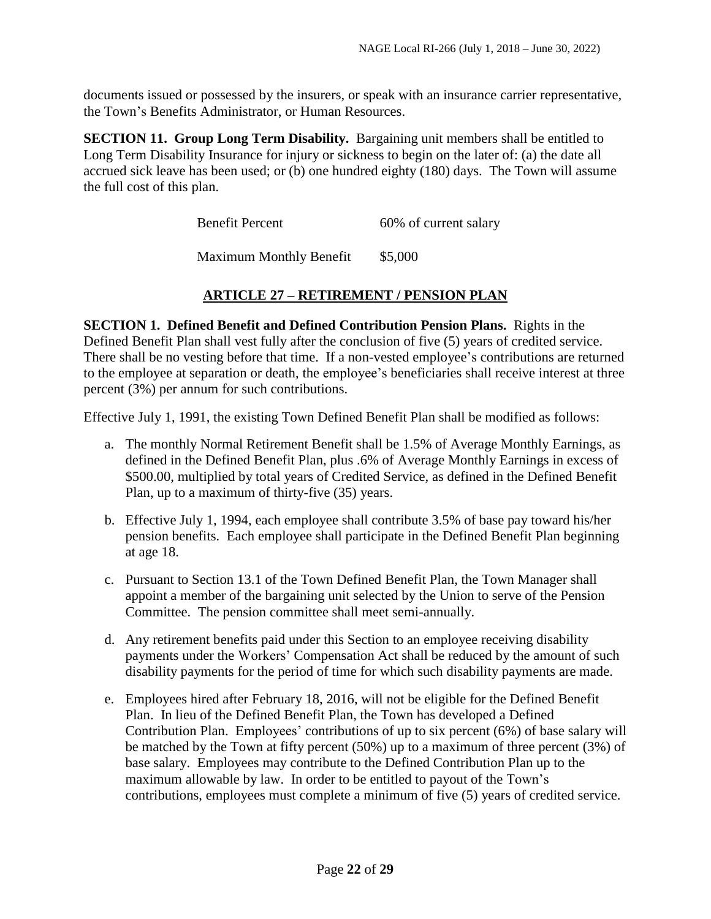documents issued or possessed by the insurers, or speak with an insurance carrier representative, the Town's Benefits Administrator, or Human Resources.

**SECTION 11. Group Long Term Disability.** Bargaining unit members shall be entitled to Long Term Disability Insurance for injury or sickness to begin on the later of: (a) the date all accrued sick leave has been used; or (b) one hundred eighty (180) days. The Town will assume the full cost of this plan.

| | |
|---|---|
| Benefit Percent | 60% of current salary |
| Maximum Monthly Benefit | $5,000 |

## ARTICLE 27 – RETIREMENT / PENSION PLAN

**SECTION 1. Defined Benefit and Defined Contribution Pension Plans.** Rights in the Defined Benefit Plan shall vest fully after the conclusion of five (5) years of credited service. There shall be no vesting before that time. If a non-vested employee's contributions are returned to the employee at separation or death, the employee's beneficiaries shall receive interest at three percent (3%) per annum for such contributions.

Effective July 1, 1991, the existing Town Defined Benefit Plan shall be modified as follows:

a. The monthly Normal Retirement Benefit shall be 1.5% of Average Monthly Earnings, as defined in the Defined Benefit Plan, plus .6% of Average Monthly Earnings in excess of $500.00, multiplied by total years of Credited Service, as defined in the Defined Benefit Plan, up to a maximum of thirty-five (35) years.

b. Effective July 1, 1994, each employee shall contribute 3.5% of base pay toward his/her pension benefits. Each employee shall participate in the Defined Benefit Plan beginning at age 18.

c. Pursuant to Section 13.1 of the Town Defined Benefit Plan, the Town Manager shall appoint a member of the bargaining unit selected by the Union to serve of the Pension Committee. The pension committee shall meet semi-annually.

d. Any retirement benefits paid under this Section to an employee receiving disability payments under the Workers' Compensation Act shall be reduced by the amount of such disability payments for the period of time for which such disability payments are made.

e. Employees hired after February 18, 2016, will not be eligible for the Defined Benefit Plan. In lieu of the Defined Benefit Plan, the Town has developed a Defined Contribution Plan. Employees' contributions of up to six percent (6%) of base salary will be matched by the Town at fifty percent (50%) up to a maximum of three percent (3%) of base salary. Employees may contribute to the Defined Contribution Plan up to the maximum allowable by law. In order to be entitled to payout of the Town's contributions, employees must complete a minimum of five (5) years of credited service.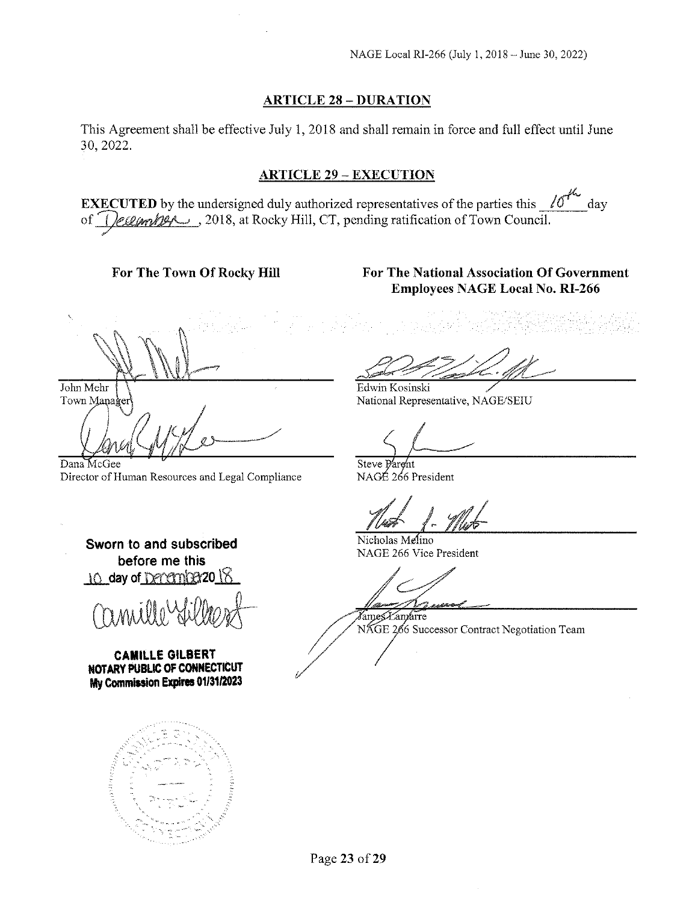## ARTICLE 28 – DURATION

This Agreement shall be effective July 1, 2018 and shall remain in force and full effect until June 30, 2022.

## ARTICLE 29 – EXECUTION

**EXECUTED** by the undersigned duly authorized representatives of the parties this 10th day of December, 2018, at Rocky Hill, CT, pending ratification of Town Council.

**For The Town Of Rocky Hill**

John Mehr
Town Manager

Dana McGee
Director of Human Resources and Legal Compliance

**For The National Association Of Government Employees NAGE Local No. RI-266**

Edwin Kosinski
National Representative, NAGE/SEIU

Steve Parent
NAGE 266 President

Nicholas Melino
NAGE 266 Vice President

James Lamarre
NAGE 266 Successor Contract Negotiation Team

**Sworn to and subscribed before me this 10 day of December 2018**

**CAMILLE GILBERT**
**NOTARY PUBLIC OF CONNECTICUT**
**My Commission Expires 01/31/2023**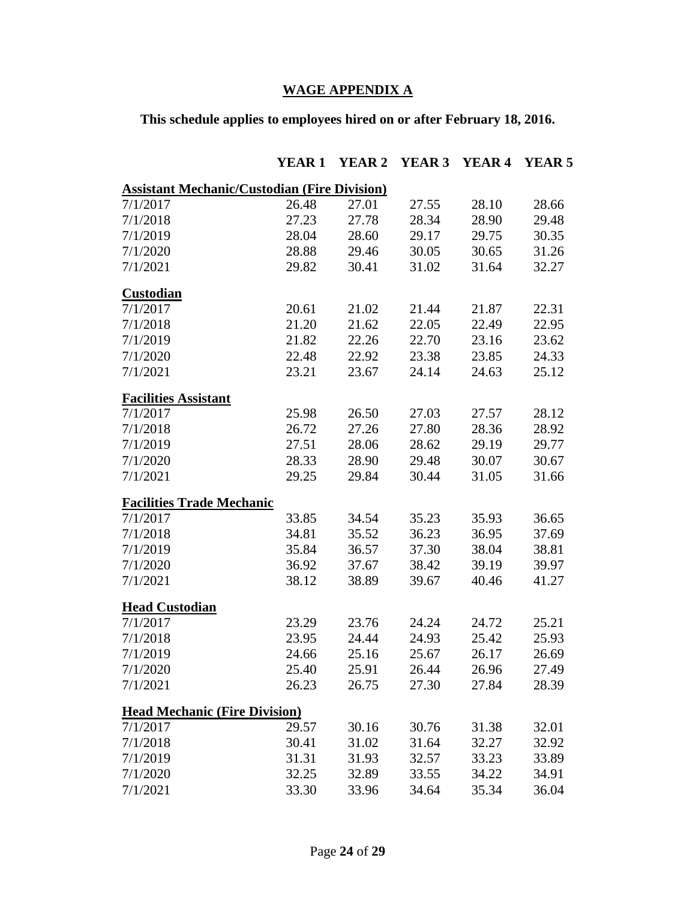## WAGE APPENDIX A

**This schedule applies to employees hired on or after February 18, 2016.**

| | YEAR 1 | YEAR 2 | YEAR 3 | YEAR 4 | YEAR 5 |
|---|---|---|---|---|---|
| **Assistant Mechanic/Custodian (Fire Division)** | | | | | |
| 7/1/2017 | 26.48 | 27.01 | 27.55 | 28.10 | 28.66 |
| 7/1/2018 | 27.23 | 27.78 | 28.34 | 28.90 | 29.48 |
| 7/1/2019 | 28.04 | 28.60 | 29.17 | 29.75 | 30.35 |
| 7/1/2020 | 28.88 | 29.46 | 30.05 | 30.65 | 31.26 |
| 7/1/2021 | 29.82 | 30.41 | 31.02 | 31.64 | 32.27 |
| **Custodian** | | | | | |
| 7/1/2017 | 20.61 | 21.02 | 21.44 | 21.87 | 22.31 |
| 7/1/2018 | 21.20 | 21.62 | 22.05 | 22.49 | 22.95 |
| 7/1/2019 | 21.82 | 22.26 | 22.70 | 23.16 | 23.62 |
| 7/1/2020 | 22.48 | 22.92 | 23.38 | 23.85 | 24.33 |
| 7/1/2021 | 23.21 | 23.67 | 24.14 | 24.63 | 25.12 |
| **Facilities Assistant** | | | | | |
| 7/1/2017 | 25.98 | 26.50 | 27.03 | 27.57 | 28.12 |
| 7/1/2018 | 26.72 | 27.26 | 27.80 | 28.36 | 28.92 |
| 7/1/2019 | 27.51 | 28.06 | 28.62 | 29.19 | 29.77 |
| 7/1/2020 | 28.33 | 28.90 | 29.48 | 30.07 | 30.67 |
| 7/1/2021 | 29.25 | 29.84 | 30.44 | 31.05 | 31.66 |
| **Facilities Trade Mechanic** | | | | | |
| 7/1/2017 | 33.85 | 34.54 | 35.23 | 35.93 | 36.65 |
| 7/1/2018 | 34.81 | 35.52 | 36.23 | 36.95 | 37.69 |
| 7/1/2019 | 35.84 | 36.57 | 37.30 | 38.04 | 38.81 |
| 7/1/2020 | 36.92 | 37.67 | 38.42 | 39.19 | 39.97 |
| 7/1/2021 | 38.12 | 38.89 | 39.67 | 40.46 | 41.27 |
| **Head Custodian** | | | | | |
| 7/1/2017 | 23.29 | 23.76 | 24.24 | 24.72 | 25.21 |
| 7/1/2018 | 23.95 | 24.44 | 24.93 | 25.42 | 25.93 |
| 7/1/2019 | 24.66 | 25.16 | 25.67 | 26.17 | 26.69 |
| 7/1/2020 | 25.40 | 25.91 | 26.44 | 26.96 | 27.49 |
| 7/1/2021 | 26.23 | 26.75 | 27.30 | 27.84 | 28.39 |
| **Head Mechanic (Fire Division)** | | | | | |
| 7/1/2017 | 29.57 | 30.16 | 30.76 | 31.38 | 32.01 |
| 7/1/2018 | 30.41 | 31.02 | 31.64 | 32.27 | 32.92 |
| 7/1/2019 | 31.31 | 31.93 | 32.57 | 33.23 | 33.89 |
| 7/1/2020 | 32.25 | 32.89 | 33.55 | 34.22 | 34.91 |
| 7/1/2021 | 33.30 | 33.96 | 34.64 | 35.34 | 36.04 |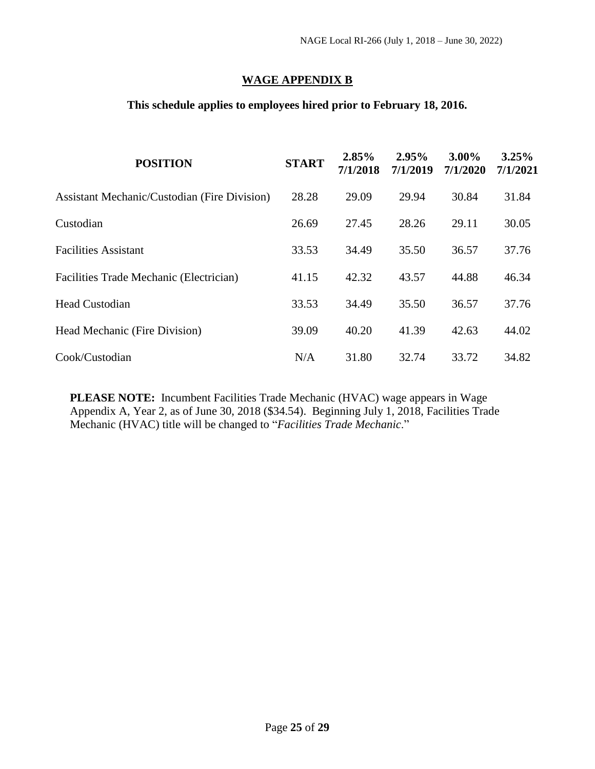## WAGE APPENDIX B

**This schedule applies to employees hired prior to February 18, 2016.**

| POSITION | START | 2.85% 7/1/2018 | 2.95% 7/1/2019 | 3.00% 7/1/2020 | 3.25% 7/1/2021 |
|---|---|---|---|---|---|
| Assistant Mechanic/Custodian (Fire Division) | 28.28 | 29.09 | 29.94 | 30.84 | 31.84 |
| Custodian | 26.69 | 27.45 | 28.26 | 29.11 | 30.05 |
| Facilities Assistant | 33.53 | 34.49 | 35.50 | 36.57 | 37.76 |
| Facilities Trade Mechanic (Electrician) | 41.15 | 42.32 | 43.57 | 44.88 | 46.34 |
| Head Custodian | 33.53 | 34.49 | 35.50 | 36.57 | 37.76 |
| Head Mechanic (Fire Division) | 39.09 | 40.20 | 41.39 | 42.63 | 44.02 |
| Cook/Custodian | N/A | 31.80 | 32.74 | 33.72 | 34.82 |

**PLEASE NOTE:** Incumbent Facilities Trade Mechanic (HVAC) wage appears in Wage Appendix A, Year 2, as of June 30, 2018 ($34.54). Beginning July 1, 2018, Facilities Trade Mechanic (HVAC) title will be changed to "*Facilities Trade Mechanic*."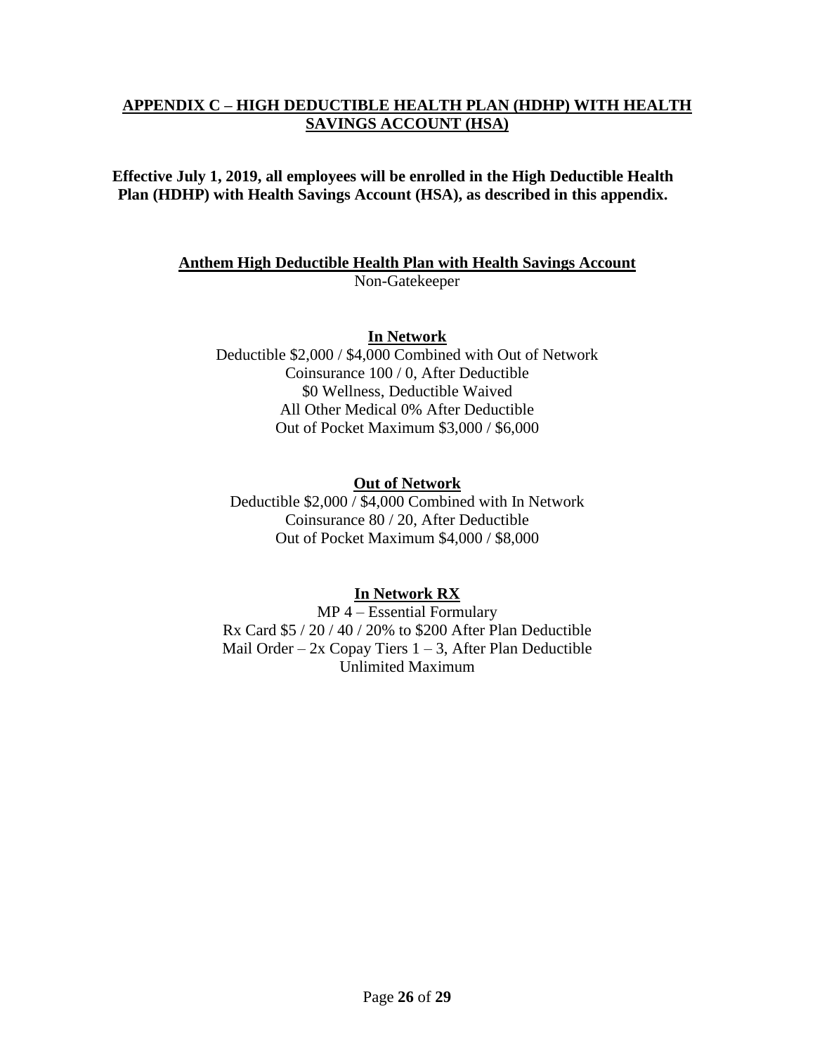## **APPENDIX C – HIGH DEDUCTIBLE HEALTH PLAN (HDHP) WITH HEALTH SAVINGS ACCOUNT (HSA)**

**Effective July 1, 2019, all employees will be enrolled in the High Deductible Health Plan (HDHP) with Health Savings Account (HSA), as described in this appendix.**

**Anthem High Deductible Health Plan with Health Savings Account**
Non-Gatekeeper

**In Network**
Deductible $2,000 / $4,000 Combined with Out of Network
Coinsurance 100 / 0, After Deductible
$0 Wellness, Deductible Waived
All Other Medical 0% After Deductible
Out of Pocket Maximum $3,000 / $6,000

**Out of Network**
Deductible $2,000 / $4,000 Combined with In Network
Coinsurance 80 / 20, After Deductible
Out of Pocket Maximum $4,000 / $8,000

**In Network RX**
MP 4 – Essential Formulary
Rx Card $5 / 20 / 40 / 20% to $200 After Plan Deductible
Mail Order – 2x Copay Tiers 1 – 3, After Plan Deductible
Unlimited Maximum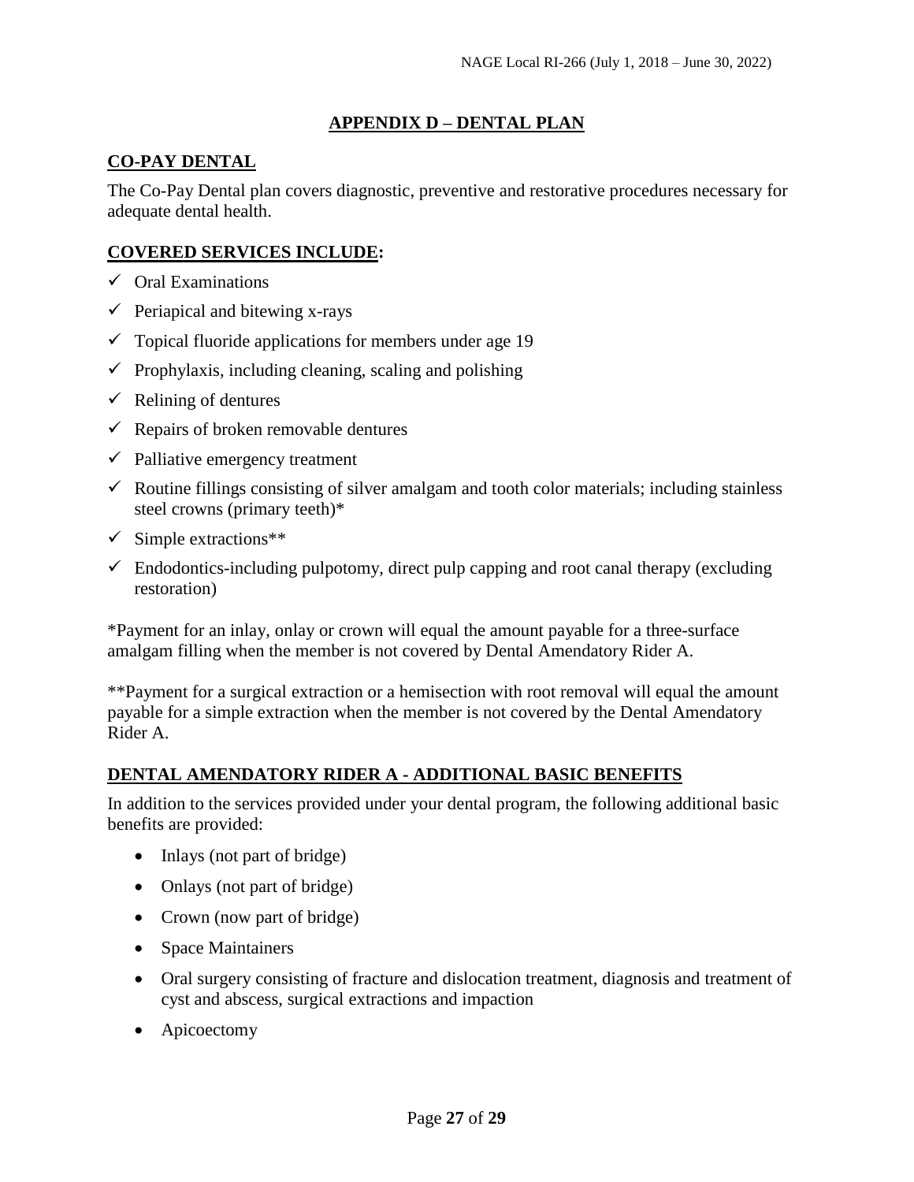## APPENDIX D – DENTAL PLAN

### CO-PAY DENTAL

The Co-Pay Dental plan covers diagnostic, preventive and restorative procedures necessary for adequate dental health.

### COVERED SERVICES INCLUDE:

- ✓ Oral Examinations
- ✓ Periapical and bitewing x-rays
- ✓ Topical fluoride applications for members under age 19
- ✓ Prophylaxis, including cleaning, scaling and polishing
- ✓ Relining of dentures
- ✓ Repairs of broken removable dentures
- ✓ Palliative emergency treatment
- ✓ Routine fillings consisting of silver amalgam and tooth color materials; including stainless steel crowns (primary teeth)*
- ✓ Simple extractions**
- ✓ Endodontics-including pulpotomy, direct pulp capping and root canal therapy (excluding restoration)

*Payment for an inlay, onlay or crown will equal the amount payable for a three-surface amalgam filling when the member is not covered by Dental Amendatory Rider A.

**Payment for a surgical extraction or a hemisection with root removal will equal the amount payable for a simple extraction when the member is not covered by the Dental Amendatory Rider A.

### DENTAL AMENDATORY RIDER A - ADDITIONAL BASIC BENEFITS

In addition to the services provided under your dental program, the following additional basic benefits are provided:

- Inlays (not part of bridge)
- Onlays (not part of bridge)
- Crown (now part of bridge)
- Space Maintainers
- Oral surgery consisting of fracture and dislocation treatment, diagnosis and treatment of cyst and abscess, surgical extractions and impaction
- Apicoectomy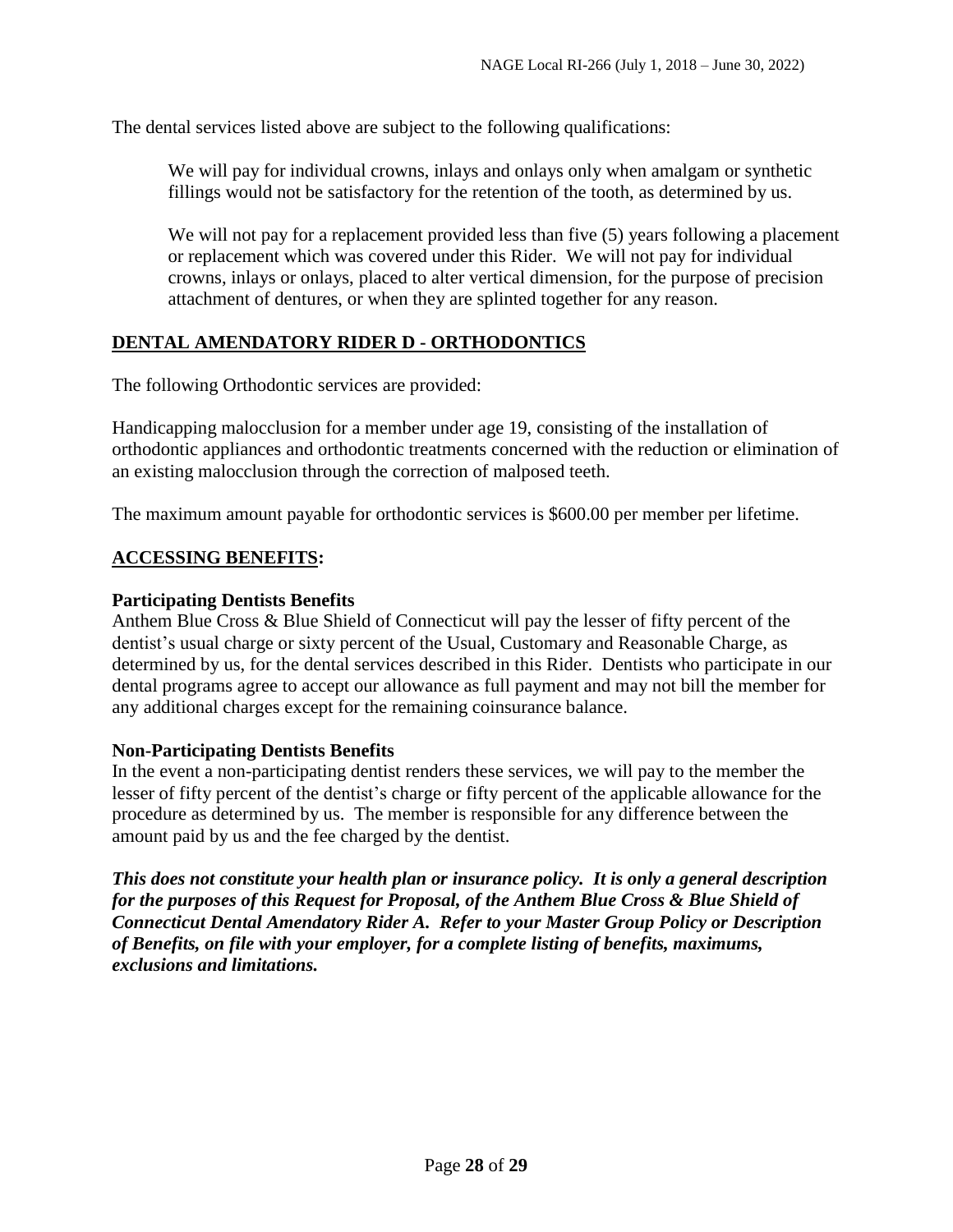The dental services listed above are subject to the following qualifications:

> We will pay for individual crowns, inlays and onlays only when amalgam or synthetic fillings would not be satisfactory for the retention of the tooth, as determined by us.
>
> We will not pay for a replacement provided less than five (5) years following a placement or replacement which was covered under this Rider. We will not pay for individual crowns, inlays or onlays, placed to alter vertical dimension, for the purpose of precision attachment of dentures, or when they are splinted together for any reason.

## DENTAL AMENDATORY RIDER D - ORTHODONTICS

The following Orthodontic services are provided:

Handicapping malocclusion for a member under age 19, consisting of the installation of orthodontic appliances and orthodontic treatments concerned with the reduction or elimination of an existing malocclusion through the correction of malposed teeth.

The maximum amount payable for orthodontic services is $600.00 per member per lifetime.

## ACCESSING BENEFITS:

**Participating Dentists Benefits**
Anthem Blue Cross & Blue Shield of Connecticut will pay the lesser of fifty percent of the dentist's usual charge or sixty percent of the Usual, Customary and Reasonable Charge, as determined by us, for the dental services described in this Rider. Dentists who participate in our dental programs agree to accept our allowance as full payment and may not bill the member for any additional charges except for the remaining coinsurance balance.

**Non-Participating Dentists Benefits**
In the event a non-participating dentist renders these services, we will pay to the member the lesser of fifty percent of the dentist's charge or fifty percent of the applicable allowance for the procedure as determined by us. The member is responsible for any difference between the amount paid by us and the fee charged by the dentist.

***This does not constitute your health plan or insurance policy. It is only a general description for the purposes of this Request for Proposal, of the Anthem Blue Cross & Blue Shield of Connecticut Dental Amendatory Rider A. Refer to your Master Group Policy or Description of Benefits, on file with your employer, for a complete listing of benefits, maximums, exclusions and limitations.***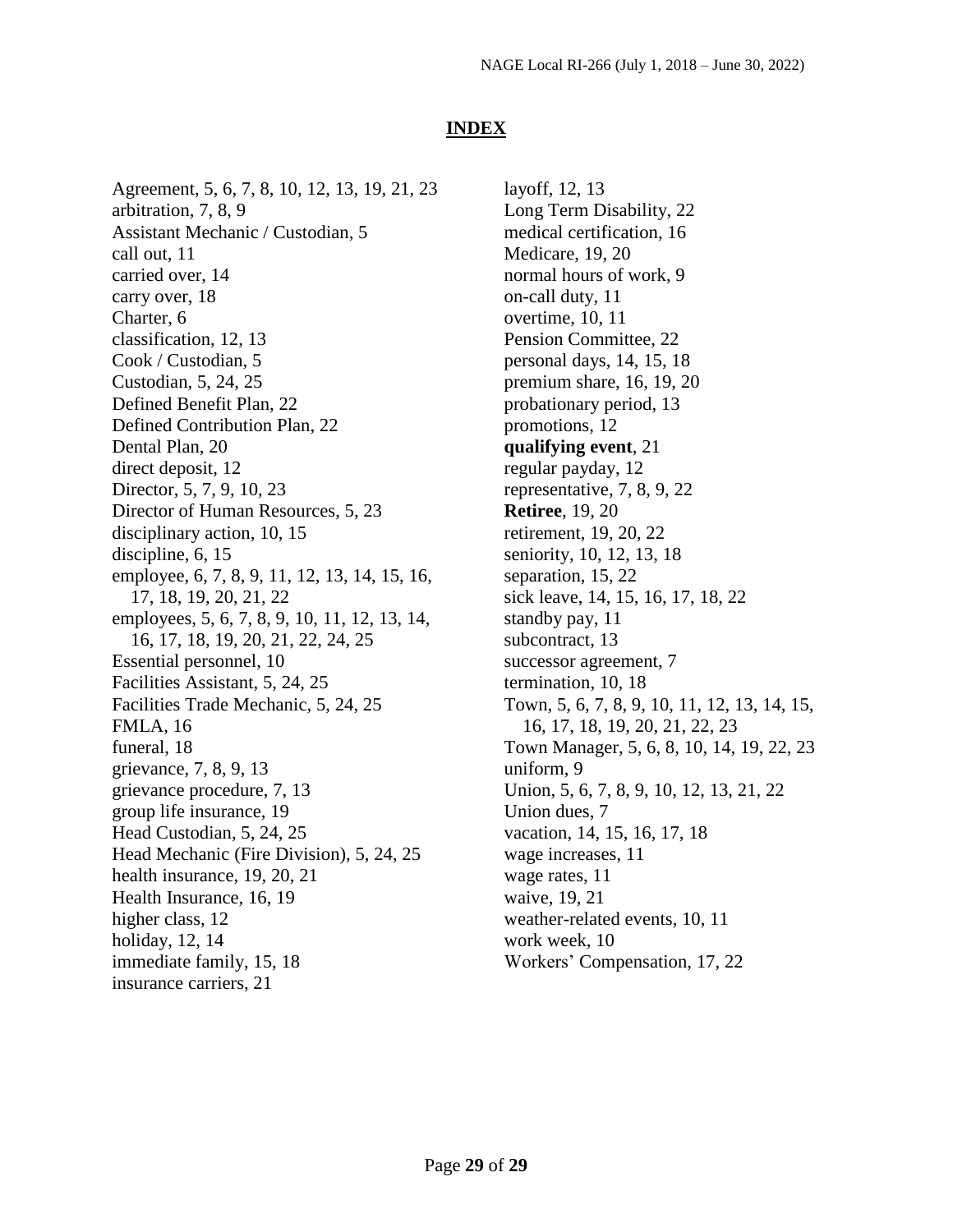# INDEX

Agreement, 5, 6, 7, 8, 10, 12, 13, 19, 21, 23
arbitration, 7, 8, 9
Assistant Mechanic / Custodian, 5
call out, 11
carried over, 14
carry over, 18
Charter, 6
classification, 12, 13
Cook / Custodian, 5
Custodian, 5, 24, 25
Defined Benefit Plan, 22
Defined Contribution Plan, 22
Dental Plan, 20
direct deposit, 12
Director, 5, 7, 9, 10, 23
Director of Human Resources, 5, 23
disciplinary action, 10, 15
discipline, 6, 15
employee, 6, 7, 8, 9, 11, 12, 13, 14, 15, 16, 17, 18, 19, 20, 21, 22
employees, 5, 6, 7, 8, 9, 10, 11, 12, 13, 14, 16, 17, 18, 19, 20, 21, 22, 24, 25
Essential personnel, 10
Facilities Assistant, 5, 24, 25
Facilities Trade Mechanic, 5, 24, 25
FMLA, 16
funeral, 18
grievance, 7, 8, 9, 13
grievance procedure, 7, 13
group life insurance, 19
Head Custodian, 5, 24, 25
Head Mechanic (Fire Division), 5, 24, 25
health insurance, 19, 20, 21
Health Insurance, 16, 19
higher class, 12
holiday, 12, 14
immediate family, 15, 18
insurance carriers, 21
layoff, 12, 13
Long Term Disability, 22
medical certification, 16
Medicare, 19, 20
normal hours of work, 9
on-call duty, 11
overtime, 10, 11
Pension Committee, 22
personal days, 14, 15, 18
premium share, 16, 19, 20
probationary period, 13
promotions, 12
**qualifying event**, 21
regular payday, 12
representative, 7, 8, 9, 22
**Retiree**, 19, 20
retirement, 19, 20, 22
seniority, 10, 12, 13, 18
separation, 15, 22
sick leave, 14, 15, 16, 17, 18, 22
standby pay, 11
subcontract, 13
successor agreement, 7
termination, 10, 18
Town, 5, 6, 7, 8, 9, 10, 11, 12, 13, 14, 15, 16, 17, 18, 19, 20, 21, 22, 23
Town Manager, 5, 6, 8, 10, 14, 19, 22, 23
uniform, 9
Union, 5, 6, 7, 8, 9, 10, 12, 13, 21, 22
Union dues, 7
vacation, 14, 15, 16, 17, 18
wage increases, 11
wage rates, 11
waive, 19, 21
weather-related events, 10, 11
work week, 10
Workers' Compensation, 17, 22